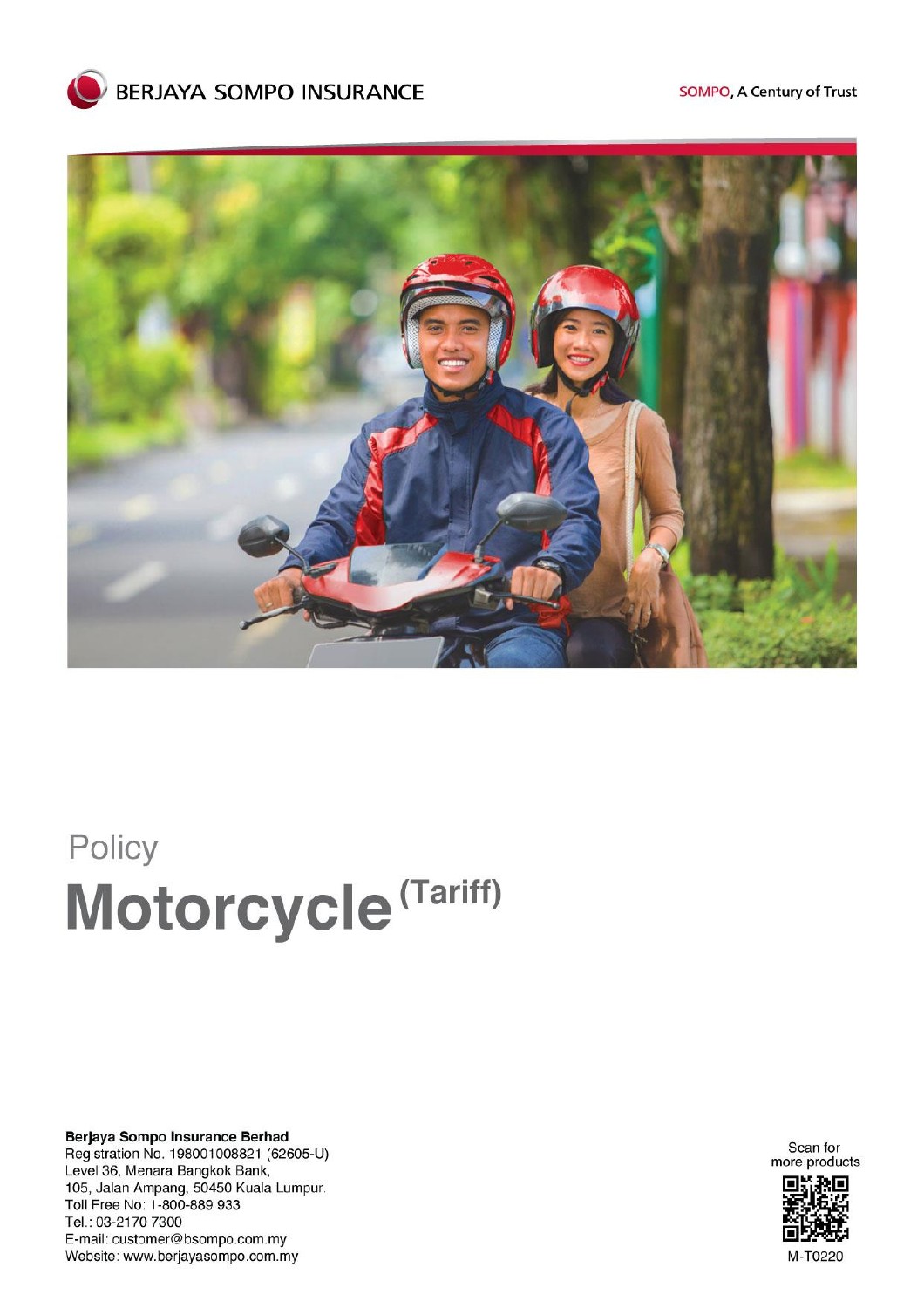BERJAYA SOMPO INSURANCE

SOMPO, A Century of Trust

Policy

# Motorcycle (Tariff)

**Berjaya Sompo Insurance Berhad**
Registration No. 198001008821 (62605-U)
Level 36, Menara Bangkok Bank,
105, Jalan Ampang, 50450 Kuala Lumpur.
**Toll Free No: 1-800-889 933**
Tel.: 03-2170 7300
E-mail: customer@bsompo.com.my
Website: www.berjayasompo.com.my

Scan for more products

M-T0220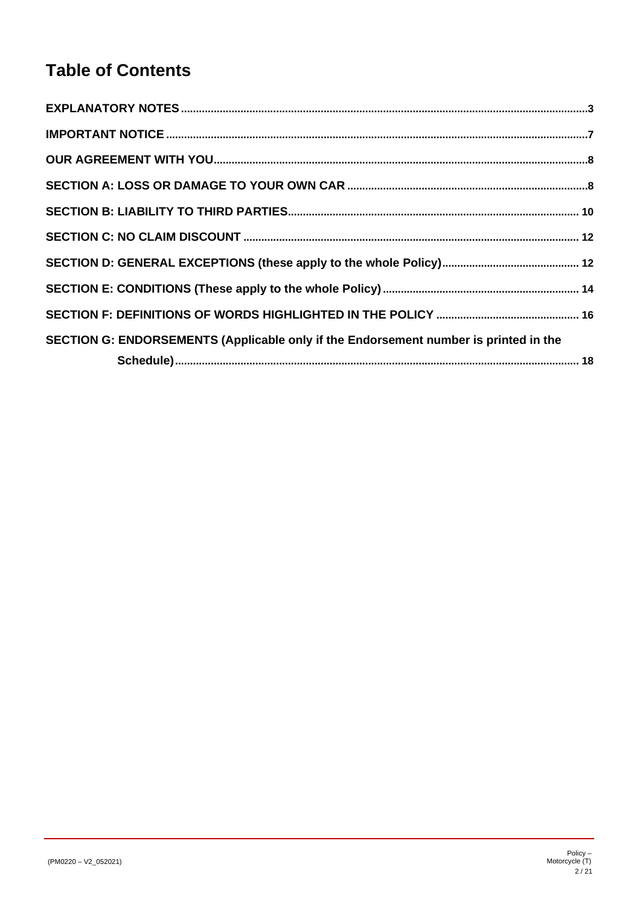# Table of Contents

**EXPLANATORY NOTES** ..... 3

**IMPORTANT NOTICE** ..... 7

**OUR AGREEMENT WITH YOU** ..... 8

**SECTION A: LOSS OR DAMAGE TO YOUR OWN CAR** ..... 8

**SECTION B: LIABILITY TO THIRD PARTIES** ..... 10

**SECTION C: NO CLAIM DISCOUNT** ..... 12

**SECTION D: GENERAL EXCEPTIONS (these apply to the whole Policy)** ..... 12

**SECTION E: CONDITIONS (These apply to the whole Policy)** ..... 14

**SECTION F: DEFINITIONS OF WORDS HIGHLIGHTED IN THE POLICY** ..... 16

**SECTION G: ENDORSEMENTS (Applicable only if the Endorsement number is printed in the Schedule)** ..... 18

(PM0220 – V2_052021)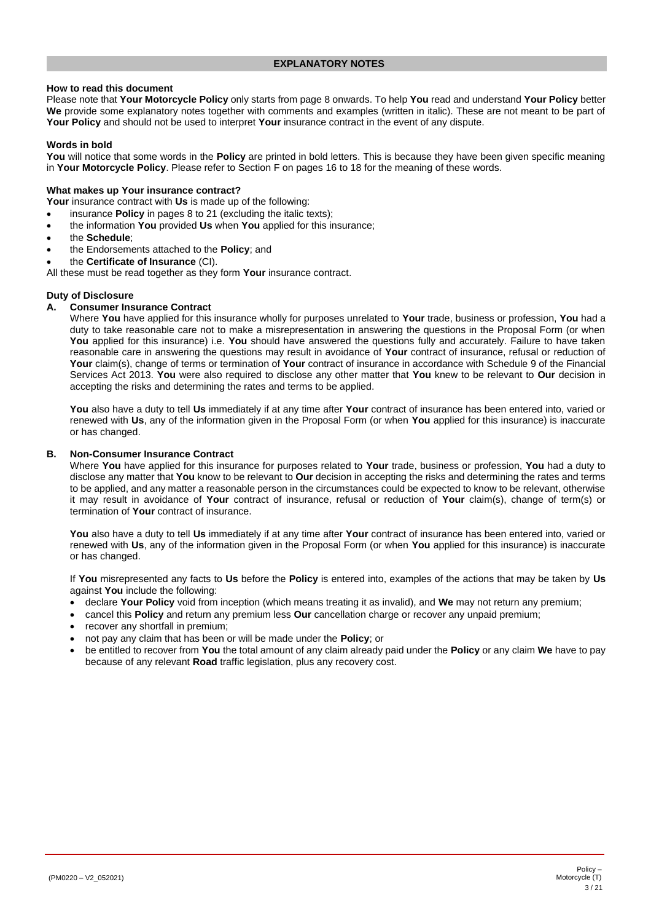## EXPLANATORY NOTES

### How to read this document

Please note that **Your Motorcycle Policy** only starts from page 8 onwards. To help **You** read and understand **Your Policy** better **We** provide some explanatory notes together with comments and examples (written in italic). These are not meant to be part of **Your Policy** and should not be used to interpret **Your** insurance contract in the event of any dispute.

### Words in bold

**You** will notice that some words in the **Policy** are printed in bold letters. This is because they have been given specific meaning in **Your Motorcycle Policy**. Please refer to Section F on pages 16 to 18 for the meaning of these words.

### What makes up Your insurance contract?

**Your** insurance contract with **Us** is made up of the following:

- insurance **Policy** in pages 8 to 21 (excluding the italic texts);
- the information **You** provided **Us** when **You** applied for this insurance;
- the **Schedule**;
- the Endorsements attached to the **Policy**; and
- the **Certificate of Insurance** (CI).

All these must be read together as they form **Your** insurance contract.

### Duty of Disclosure

**A. Consumer Insurance Contract**

Where **You** have applied for this insurance wholly for purposes unrelated to **Your** trade, business or profession, **You** had a duty to take reasonable care not to make a misrepresentation in answering the questions in the Proposal Form (or when **You** applied for this insurance) i.e. **You** should have answered the questions fully and accurately. Failure to have taken reasonable care in answering the questions may result in avoidance of **Your** contract of insurance, refusal or reduction of **Your** claim(s), change of terms or termination of **Your** contract of insurance in accordance with Schedule 9 of the Financial Services Act 2013. **You** were also required to disclose any other matter that **You** knew to be relevant to **Our** decision in accepting the risks and determining the rates and terms to be applied.

**You** also have a duty to tell **Us** immediately if at any time after **Your** contract of insurance has been entered into, varied or renewed with **Us**, any of the information given in the Proposal Form (or when **You** applied for this insurance) is inaccurate or has changed.

**B. Non-Consumer Insurance Contract**

Where **You** have applied for this insurance for purposes related to **Your** trade, business or profession, **You** had a duty to disclose any matter that **You** know to be relevant to **Our** decision in accepting the risks and determining the rates and terms to be applied, and any matter a reasonable person in the circumstances could be expected to know to be relevant, otherwise it may result in avoidance of **Your** contract of insurance, refusal or reduction of **Your** claim(s), change of term(s) or termination of **Your** contract of insurance.

**You** also have a duty to tell **Us** immediately if at any time after **Your** contract of insurance has been entered into, varied or renewed with **Us**, any of the information given in the Proposal Form (or when **You** applied for this insurance) is inaccurate or has changed.

If **You** misrepresented any facts to **Us** before the **Policy** is entered into, examples of the actions that may be taken by **Us** against **You** include the following:

- declare **Your Policy** void from inception (which means treating it as invalid), and **We** may not return any premium;
- cancel this **Policy** and return any premium less **Our** cancellation charge or recover any unpaid premium;
- recover any shortfall in premium;
- not pay any claim that has been or will be made under the **Policy**; or
- be entitled to recover from **You** the total amount of any claim already paid under the **Policy** or any claim **We** have to pay because of any relevant **Road** traffic legislation, plus any recovery cost.

(PM0220 – V2_052021)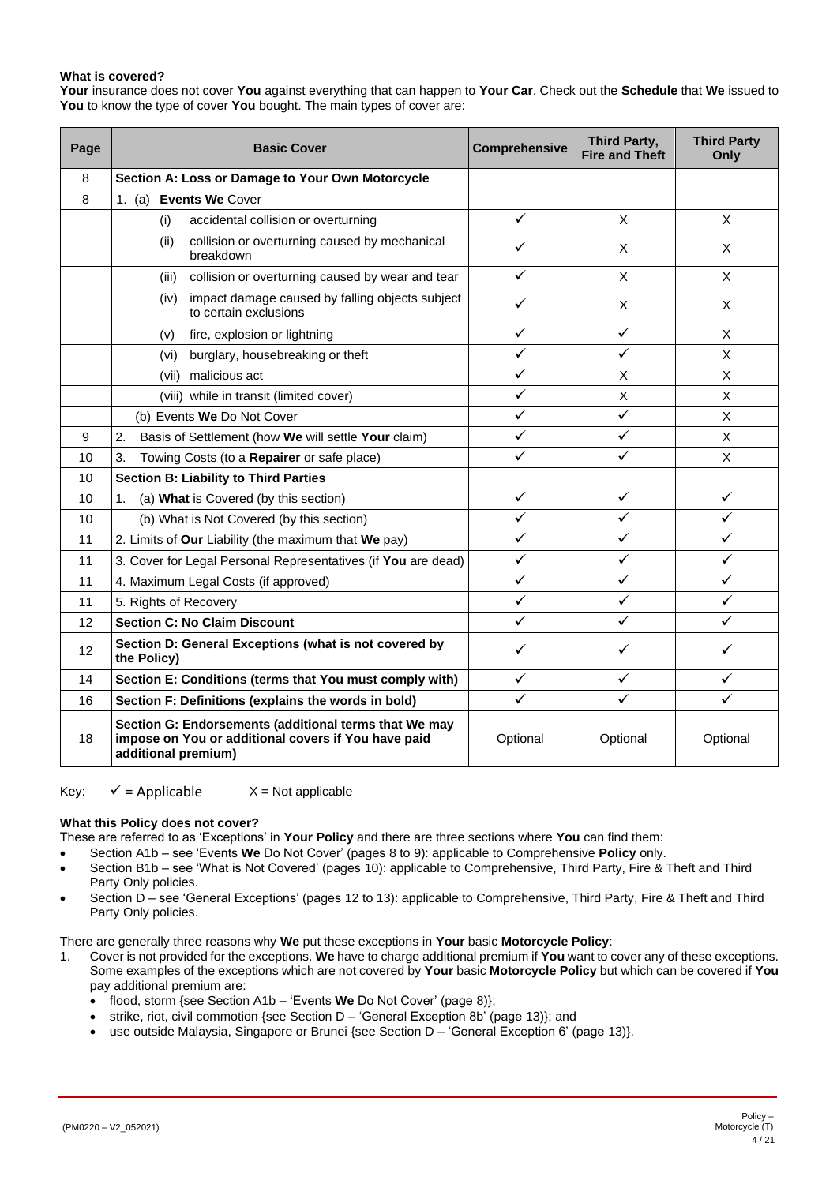**What is covered?**

**Your** insurance does not cover **You** against everything that can happen to **Your Car**. Check out the **Schedule** that **We** issued to **You** to know the type of cover **You** bought. The main types of cover are:

| Page | Basic Cover | Comprehensive | Third Party, Fire and Theft | Third Party Only |
|---|---|---|---|---|
| 8 | **Section A: Loss or Damage to Your Own Motorcycle** | | | |
| 8 | 1. (a) **Events We** Cover | | | |
| | (i) accidental collision or overturning | ✓ | X | X |
| | (ii) collision or overturning caused by mechanical breakdown | ✓ | X | X |
| | (iii) collision or overturning caused by wear and tear | ✓ | X | X |
| | (iv) impact damage caused by falling objects subject to certain exclusions | ✓ | X | X |
| | (v) fire, explosion or lightning | ✓ | ✓ | X |
| | (vi) burglary, housebreaking or theft | ✓ | ✓ | X |
| | (vii) malicious act | ✓ | X | X |
| | (viii) while in transit (limited cover) | ✓ | X | X |
| | (b) Events **We** Do Not Cover | ✓ | ✓ | X |
| 9 | 2. Basis of Settlement (how **We** will settle **Your** claim) | ✓ | ✓ | X |
| 10 | 3. Towing Costs (to a **Repairer** or safe place) | ✓ | ✓ | X |
| 10 | **Section B: Liability to Third Parties** | | | |
| 10 | 1. (a) **What** is Covered (by this section) | ✓ | ✓ | ✓ |
| 10 | (b) What is Not Covered (by this section) | ✓ | ✓ | ✓ |
| 11 | 2. Limits of **Our** Liability (the maximum that **We** pay) | ✓ | ✓ | ✓ |
| 11 | 3. Cover for Legal Personal Representatives (if **You** are dead) | ✓ | ✓ | ✓ |
| 11 | 4. Maximum Legal Costs (if approved) | ✓ | ✓ | ✓ |
| 11 | 5. Rights of Recovery | ✓ | ✓ | ✓ |
| 12 | **Section C: No Claim Discount** | ✓ | ✓ | ✓ |
| 12 | **Section D: General Exceptions (what is not covered by the Policy)** | ✓ | ✓ | ✓ |
| 14 | **Section E: Conditions (terms that You must comply with)** | ✓ | ✓ | ✓ |
| 16 | **Section F: Definitions (explains the words in bold)** | ✓ | ✓ | ✓ |
| 18 | **Section G: Endorsements (additional terms that We may impose on You or additional covers if You have paid additional premium)** | Optional | Optional | Optional |

Key: ✓ = Applicable X = Not applicable

**What this Policy does not cover?**

These are referred to as 'Exceptions' in **Your Policy** and there are three sections where **You** can find them:

- Section A1b – see 'Events **We** Do Not Cover' (pages 8 to 9): applicable to Comprehensive **Policy** only.
- Section B1b – see 'What is Not Covered' (pages 10): applicable to Comprehensive, Third Party, Fire & Theft and Third Party Only policies.
- Section D – see 'General Exceptions' (pages 12 to 13): applicable to Comprehensive, Third Party, Fire & Theft and Third Party Only policies.

There are generally three reasons why **We** put these exceptions in **Your** basic **Motorcycle Policy**:

1. Cover is not provided for the exceptions. **We** have to charge additional premium if **You** want to cover any of these exceptions. Some examples of the exceptions which are not covered by **Your** basic **Motorcycle Policy** but which can be covered if **You** pay additional premium are:
    - flood, storm {see Section A1b – 'Events **We** Do Not Cover' (page 8)};
    - strike, riot, civil commotion {see Section D – 'General Exception 8b' (page 13)}; and
    - use outside Malaysia, Singapore or Brunei {see Section D – 'General Exception 6' (page 13)}.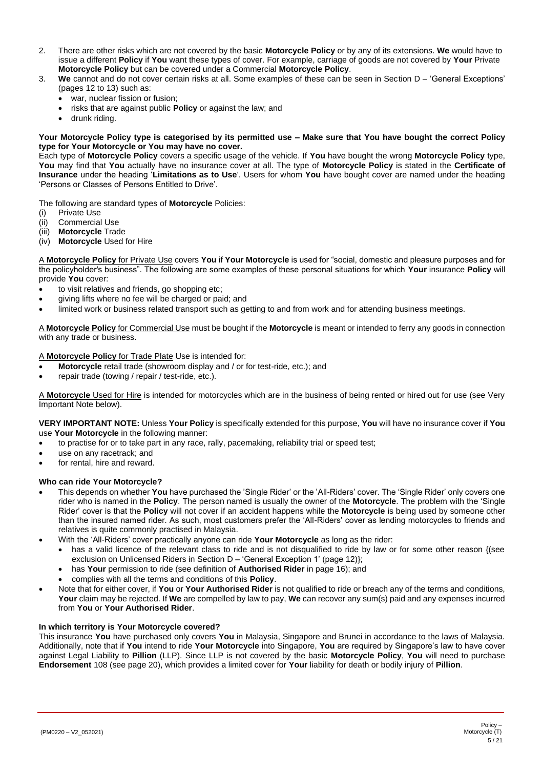2. There are other risks which are not covered by the basic **Motorcycle Policy** or by any of its extensions. **We** would have to issue a different **Policy** if **You** want these types of cover. For example, carriage of goods are not covered by **Your** Private **Motorcycle Policy** but can be covered under a Commercial **Motorcycle Policy**.
3. **We** cannot and do not cover certain risks at all. Some examples of these can be seen in Section D – 'General Exceptions' (pages 12 to 13) such as:
   - war, nuclear fission or fusion;
   - risks that are against public **Policy** or against the law; and
   - drunk riding.

**Your Motorcycle Policy type is categorised by its permitted use – Make sure that You have bought the correct Policy type for Your Motorcycle or You may have no cover.**

Each type of **Motorcycle Policy** covers a specific usage of the vehicle. If **You** have bought the wrong **Motorcycle Policy** type, **You** may find that **You** actually have no insurance cover at all. The type of **Motorcycle Policy** is stated in the **Certificate of Insurance** under the heading '**Limitations as to Use**'. Users for whom **You** have bought cover are named under the heading 'Persons or Classes of Persons Entitled to Drive'.

The following are standard types of **Motorcycle** Policies:

(i) Private Use
(ii) Commercial Use
(iii) **Motorcycle** Trade
(iv) **Motorcycle** Used for Hire

A **Motorcycle Policy** for Private Use covers **You** if **Your Motorcycle** is used for "social, domestic and pleasure purposes and for the policyholder's business". The following are some examples of these personal situations for which **Your** insurance **Policy** will provide **You** cover:

- to visit relatives and friends, go shopping etc;
- giving lifts where no fee will be charged or paid; and
- limited work or business related transport such as getting to and from work and for attending business meetings.

A **Motorcycle Policy** for Commercial Use must be bought if the **Motorcycle** is meant or intended to ferry any goods in connection with any trade or business.

A **Motorcycle Policy** for Trade Plate Use is intended for:

- **Motorcycle** retail trade (showroom display and / or for test-ride, etc.); and
- repair trade (towing / repair / test-ride, etc.).

A **Motorcycle** Used for Hire is intended for motorcycles which are in the business of being rented or hired out for use (see Very Important Note below).

**VERY IMPORTANT NOTE:** Unless **Your Policy** is specifically extended for this purpose, **You** will have no insurance cover if **You** use **Your Motorcycle** in the following manner:

- to practise for or to take part in any race, rally, pacemaking, reliability trial or speed test;
- use on any racetrack; and
- for rental, hire and reward.

**Who can ride Your Motorcycle?**

- This depends on whether **You** have purchased the 'Single Rider' or the 'All-Riders' cover. The 'Single Rider' only covers one rider who is named in the **Policy**. The person named is usually the owner of the **Motorcycle**. The problem with the 'Single Rider' cover is that the **Policy** will not cover if an accident happens while the **Motorcycle** is being used by someone other than the insured named rider. As such, most customers prefer the 'All-Riders' cover as lending motorcycles to friends and relatives is quite commonly practised in Malaysia.
- With the 'All-Riders' cover practically anyone can ride **Your Motorcycle** as long as the rider:
  - has a valid licence of the relevant class to ride and is not disqualified to ride by law or for some other reason {(see exclusion on Unlicensed Riders in Section D – 'General Exception 1' (page 12)};
  - has **Your** permission to ride (see definition of **Authorised Rider** in page 16); and
  - complies with all the terms and conditions of this **Policy**.
- Note that for either cover, if **You** or **Your Authorised Rider** is not qualified to ride or breach any of the terms and conditions, **Your** claim may be rejected. If **We** are compelled by law to pay, **We** can recover any sum(s) paid and any expenses incurred from **You** or **Your Authorised Rider**.

**In which territory is Your Motorcycle covered?**

This insurance **You** have purchased only covers **You** in Malaysia, Singapore and Brunei in accordance to the laws of Malaysia. Additionally, note that if **You** intend to ride **Your Motorcycle** into Singapore, **You** are required by Singapore's law to have cover against Legal Liability to **Pillion** (LLP). Since LLP is not covered by the basic **Motorcycle Policy**, **You** will need to purchase **Endorsement** 108 (see page 20), which provides a limited cover for **Your** liability for death or bodily injury of **Pillion**.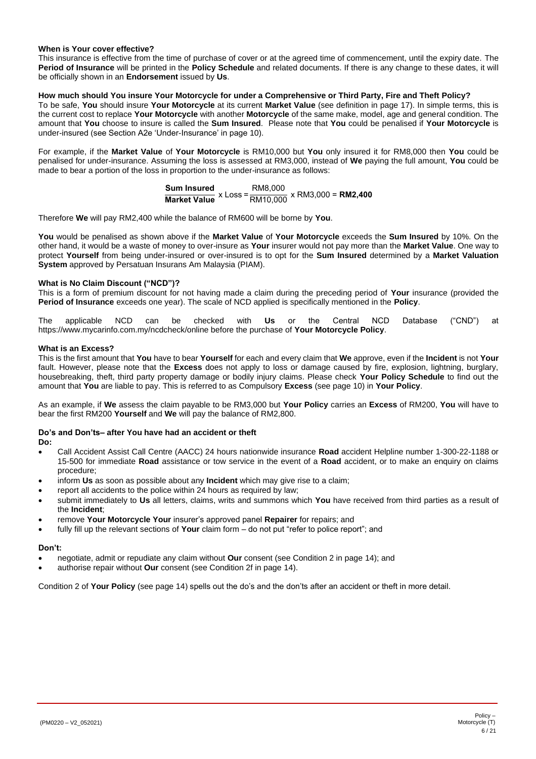**When is Your cover effective?**

This insurance is effective from the time of purchase of cover or at the agreed time of commencement, until the expiry date. The **Period of Insurance** will be printed in the **Policy Schedule** and related documents. If there is any change to these dates, it will be officially shown in an **Endorsement** issued by **Us**.

**How much should You insure Your Motorcycle for under a Comprehensive or Third Party, Fire and Theft Policy?**

To be safe, **You** should insure **Your Motorcycle** at its current **Market Value** (see definition in page 17). In simple terms, this is the current cost to replace **Your Motorcycle** with another **Motorcycle** of the same make, model, age and general condition. The amount that **You** choose to insure is called the **Sum Insured**. Please note that **You** could be penalised if **Your Motorcycle** is under-insured (see Section A2e 'Under-Insurance' in page 10).

For example, if the **Market Value** of **Your Motorcycle** is RM10,000 but **You** only insured it for RM8,000 then **You** could be penalised for under-insurance. Assuming the loss is assessed at RM3,000, instead of **We** paying the full amount, **You** could be made to bear a portion of the loss in proportion to the under-insurance as follows:

$$\frac{\textbf{Sum Insured}}{\textbf{Market Value}} \times \text{Loss} = \frac{\text{RM8,000}}{\text{RM10,000}} \times \text{RM3,000} = \textbf{RM2,400}$$

Therefore **We** will pay RM2,400 while the balance of RM600 will be borne by **You**.

**You** would be penalised as shown above if the **Market Value** of **Your Motorcycle** exceeds the **Sum Insured** by 10%. On the other hand, it would be a waste of money to over-insure as **Your** insurer would not pay more than the **Market Value**. One way to protect **Yourself** from being under-insured or over-insured is to opt for the **Sum Insured** determined by a **Market Valuation System** approved by Persatuan Insurans Am Malaysia (PIAM).

**What is No Claim Discount ("NCD")?**

This is a form of premium discount for not having made a claim during the preceding period of **Your** insurance (provided the **Period of Insurance** exceeds one year). The scale of NCD applied is specifically mentioned in the **Policy**.

The applicable NCD can be checked with **Us** or the Central NCD Database ("CND") at https://www.mycarinfo.com.my/ncdcheck/online before the purchase of **Your Motorcycle Policy**.

**What is an Excess?**

This is the first amount that **You** have to bear **Yourself** for each and every claim that **We** approve, even if the **Incident** is not **Your** fault. However, please note that the **Excess** does not apply to loss or damage caused by fire, explosion, lightning, burglary, housebreaking, theft, third party property damage or bodily injury claims. Please check **Your Policy Schedule** to find out the amount that **You** are liable to pay. This is referred to as Compulsory **Excess** (see page 10) in **Your Policy**.

As an example, if **We** assess the claim payable to be RM3,000 but **Your Policy** carries an **Excess** of RM200, **You** will have to bear the first RM200 **Yourself** and **We** will pay the balance of RM2,800.

**Do's and Don'ts– after You have had an accident or theft**

**Do:**

- Call Accident Assist Call Centre (AACC) 24 hours nationwide insurance **Road** accident Helpline number 1-300-22-1188 or 15-500 for immediate **Road** assistance or tow service in the event of a **Road** accident, or to make an enquiry on claims procedure;
- inform **Us** as soon as possible about any **Incident** which may give rise to a claim;
- report all accidents to the police within 24 hours as required by law;
- submit immediately to **Us** all letters, claims, writs and summons which **You** have received from third parties as a result of the **Incident**;
- remove **Your Motorcycle Your** insurer's approved panel **Repairer** for repairs; and
- fully fill up the relevant sections of **Your** claim form – do not put "refer to police report"; and

**Don't:**

- negotiate, admit or repudiate any claim without **Our** consent (see Condition 2 in page 14); and
- authorise repair without **Our** consent (see Condition 2f in page 14).

Condition 2 of **Your Policy** (see page 14) spells out the do's and the don'ts after an accident or theft in more detail.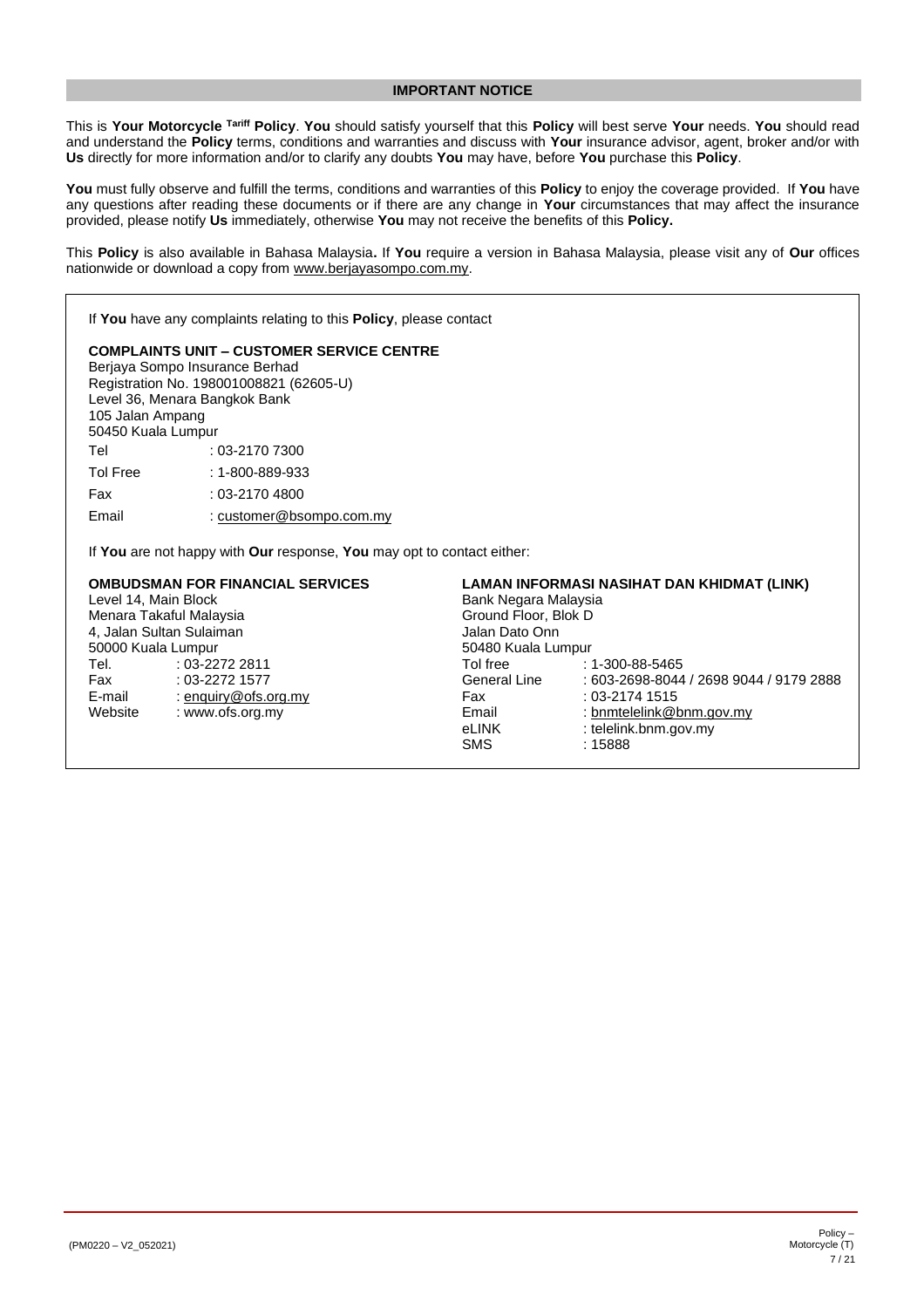## IMPORTANT NOTICE

This is **Your Motorcycle** **Tariff** **Policy**. **You** should satisfy yourself that this **Policy** will best serve **Your** needs. **You** should read and understand the **Policy** terms, conditions and warranties and discuss with **Your** insurance advisor, agent, broker and/or with **Us** directly for more information and/or to clarify any doubts **You** may have, before **You** purchase this **Policy**.

**You** must fully observe and fulfill the terms, conditions and warranties of this **Policy** to enjoy the coverage provided. If **You** have any questions after reading these documents or if there are any change in **Your** circumstances that may affect the insurance provided, please notify **Us** immediately, otherwise **You** may not receive the benefits of this **Policy.**

This **Policy** is also available in Bahasa Malaysia**.** If **You** require a version in Bahasa Malaysia, please visit any of **Our** offices nationwide or download a copy from www.berjayasompo.com.my.

If **You** have any complaints relating to this **Policy**, please contact

**COMPLAINTS UNIT – CUSTOMER SERVICE CENTRE**
Berjaya Sompo Insurance Berhad
Registration No. 198001008821 (62605-U)
Level 36, Menara Bangkok Bank
105 Jalan Ampang
50450 Kuala Lumpur

Tel : 03-2170 7300
Tol Free : 1-800-889-933
Fax : 03-2170 4800
Email : customer@bsompo.com.my

If **You** are not happy with **Our** response, **You** may opt to contact either:

**OMBUDSMAN FOR FINANCIAL SERVICES**
Level 14, Main Block
Menara Takaful Malaysia
4, Jalan Sultan Sulaiman
50000 Kuala Lumpur
Tel. : 03-2272 2811
Fax : 03-2272 1577
E-mail : enquiry@ofs.org.my
Website : www.ofs.org.my

**LAMAN INFORMASI NASIHAT DAN KHIDMAT (LINK)**
Bank Negara Malaysia
Ground Floor, Blok D
Jalan Dato Onn
50480 Kuala Lumpur
Tol free : 1-300-88-5465
General Line : 603-2698-8044 / 2698 9044 / 9179 2888
Fax : 03-2174 1515
Email : bnmtelelink@bnm.gov.my
eLINK : telelink.bnm.gov.my
SMS : 15888

(PM0220 – V2_052021)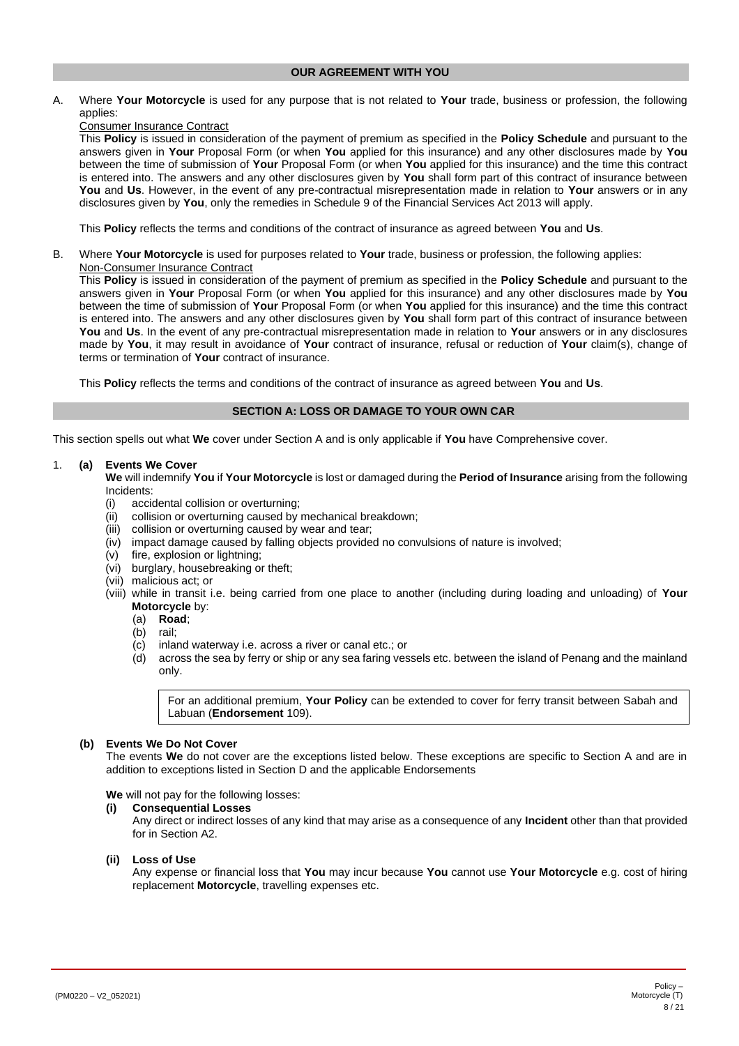## OUR AGREEMENT WITH YOU

A. Where **Your Motorcycle** is used for any purpose that is not related to **Your** trade, business or profession, the following applies:

Consumer Insurance Contract

This **Policy** is issued in consideration of the payment of premium as specified in the **Policy Schedule** and pursuant to the answers given in **Your** Proposal Form (or when **You** applied for this insurance) and any other disclosures made by **You** between the time of submission of **Your** Proposal Form (or when **You** applied for this insurance) and the time this contract is entered into. The answers and any other disclosures given by **You** shall form part of this contract of insurance between **You** and **Us**. However, in the event of any pre-contractual misrepresentation made in relation to **Your** answers or in any disclosures given by **You**, only the remedies in Schedule 9 of the Financial Services Act 2013 will apply.

This **Policy** reflects the terms and conditions of the contract of insurance as agreed between **You** and **Us**.

B. Where **Your Motorcycle** is used for purposes related to **Your** trade, business or profession, the following applies:

Non-Consumer Insurance Contract

This **Policy** is issued in consideration of the payment of premium as specified in the **Policy Schedule** and pursuant to the answers given in **Your** Proposal Form (or when **You** applied for this insurance) and any other disclosures made by **You** between the time of submission of **Your** Proposal Form (or when **You** applied for this insurance) and the time this contract is entered into. The answers and any other disclosures given by **You** shall form part of this contract of insurance between **You** and **Us**. In the event of any pre-contractual misrepresentation made in relation to **Your** answers or in any disclosures made by **You**, it may result in avoidance of **Your** contract of insurance, refusal or reduction of **Your** claim(s), change of terms or termination of **Your** contract of insurance.

This **Policy** reflects the terms and conditions of the contract of insurance as agreed between **You** and **Us**.

## SECTION A: LOSS OR DAMAGE TO YOUR OWN CAR

This section spells out what **We** cover under Section A and is only applicable if **You** have Comprehensive cover.

1. **(a) Events We Cover**

   **We** will indemnify **You** if **Your Motorcycle** is lost or damaged during the **Period of Insurance** arising from the following Incidents:

   (i) accidental collision or overturning;
   (ii) collision or overturning caused by mechanical breakdown;
   (iii) collision or overturning caused by wear and tear;
   (iv) impact damage caused by falling objects provided no convulsions of nature is involved;
   (v) fire, explosion or lightning;
   (vi) burglary, housebreaking or theft;
   (vii) malicious act; or
   (viii) while in transit i.e. being carried from one place to another (including during loading and unloading) of **Your Motorcycle** by:
      (a) **Road**;
      (b) rail;
      (c) inland waterway i.e. across a river or canal etc.; or
      (d) across the sea by ferry or ship or any sea faring vessels etc. between the island of Penang and the mainland only.

   > For an additional premium, **Your Policy** can be extended to cover for ferry transit between Sabah and Labuan (**Endorsement** 109).

   **(b) Events We Do Not Cover**

   The events **We** do not cover are the exceptions listed below. These exceptions are specific to Section A and are in addition to exceptions listed in Section D and the applicable Endorsements

   **We** will not pay for the following losses:

   **(i) Consequential Losses**

   Any direct or indirect losses of any kind that may arise as a consequence of any **Incident** other than that provided for in Section A2.

   **(ii) Loss of Use**

   Any expense or financial loss that **You** may incur because **You** cannot use **Your Motorcycle** e.g. cost of hiring replacement **Motorcycle**, travelling expenses etc.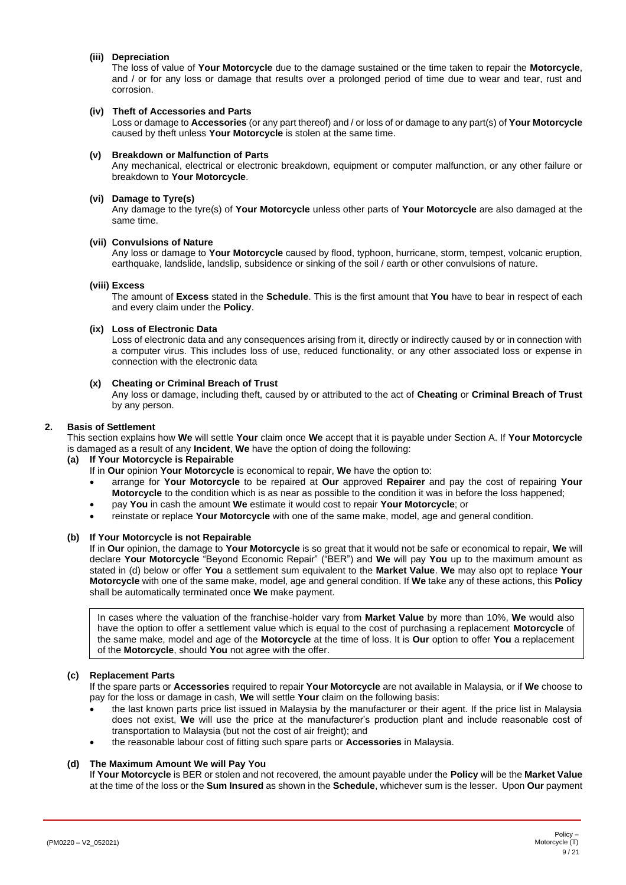**(iii) Depreciation**

The loss of value of **Your Motorcycle** due to the damage sustained or the time taken to repair the **Motorcycle**, and / or for any loss or damage that results over a prolonged period of time due to wear and tear, rust and corrosion.

**(iv) Theft of Accessories and Parts**

Loss or damage to **Accessories** (or any part thereof) and / or loss of or damage to any part(s) of **Your Motorcycle** caused by theft unless **Your Motorcycle** is stolen at the same time.

**(v) Breakdown or Malfunction of Parts**

Any mechanical, electrical or electronic breakdown, equipment or computer malfunction, or any other failure or breakdown to **Your Motorcycle**.

**(vi) Damage to Tyre(s)**

Any damage to the tyre(s) of **Your Motorcycle** unless other parts of **Your Motorcycle** are also damaged at the same time.

**(vii) Convulsions of Nature**

Any loss or damage to **Your Motorcycle** caused by flood, typhoon, hurricane, storm, tempest, volcanic eruption, earthquake, landslide, landslip, subsidence or sinking of the soil / earth or other convulsions of nature.

**(viii) Excess**

The amount of **Excess** stated in the **Schedule**. This is the first amount that **You** have to bear in respect of each and every claim under the **Policy**.

**(ix) Loss of Electronic Data**

Loss of electronic data and any consequences arising from it, directly or indirectly caused by or in connection with a computer virus. This includes loss of use, reduced functionality, or any other associated loss or expense in connection with the electronic data

**(x) Cheating or Criminal Breach of Trust**

Any loss or damage, including theft, caused by or attributed to the act of **Cheating** or **Criminal Breach of Trust** by any person.

**2. Basis of Settlement**

This section explains how **We** will settle **Your** claim once **We** accept that it is payable under Section A. If **Your Motorcycle** is damaged as a result of any **Incident**, **We** have the option of doing the following:

**(a) If Your Motorcycle is Repairable**

If in **Our** opinion **Your Motorcycle** is economical to repair, **We** have the option to:

- arrange for **Your Motorcycle** to be repaired at **Our** approved **Repairer** and pay the cost of repairing **Your Motorcycle** to the condition which is as near as possible to the condition it was in before the loss happened;
- pay **You** in cash the amount **We** estimate it would cost to repair **Your Motorcycle**; or
- reinstate or replace **Your Motorcycle** with one of the same make, model, age and general condition.

**(b) If Your Motorcycle is not Repairable**

If in **Our** opinion, the damage to **Your Motorcycle** is so great that it would not be safe or economical to repair, **We** will declare **Your Motorcycle** "Beyond Economic Repair" ("BER") and **We** will pay **You** up to the maximum amount as stated in (d) below or offer **You** a settlement sum equivalent to the **Market Value**. **We** may also opt to replace **Your Motorcycle** with one of the same make, model, age and general condition. If **We** take any of these actions, this **Policy** shall be automatically terminated once **We** make payment.

> In cases where the valuation of the franchise-holder vary from **Market Value** by more than 10%, **We** would also have the option to offer a settlement value which is equal to the cost of purchasing a replacement **Motorcycle** of the same make, model and age of the **Motorcycle** at the time of loss. It is **Our** option to offer **You** a replacement of the **Motorcycle**, should **You** not agree with the offer.

**(c) Replacement Parts**

If the spare parts or **Accessories** required to repair **Your Motorcycle** are not available in Malaysia, or if **We** choose to pay for the loss or damage in cash, **We** will settle **Your** claim on the following basis:

- the last known parts price list issued in Malaysia by the manufacturer or their agent. If the price list in Malaysia does not exist, **We** will use the price at the manufacturer's production plant and include reasonable cost of transportation to Malaysia (but not the cost of air freight); and
- the reasonable labour cost of fitting such spare parts or **Accessories** in Malaysia.

**(d) The Maximum Amount We will Pay You**

If **Your Motorcycle** is BER or stolen and not recovered, the amount payable under the **Policy** will be the **Market Value** at the time of the loss or the **Sum Insured** as shown in the **Schedule**, whichever sum is the lesser. Upon **Our** payment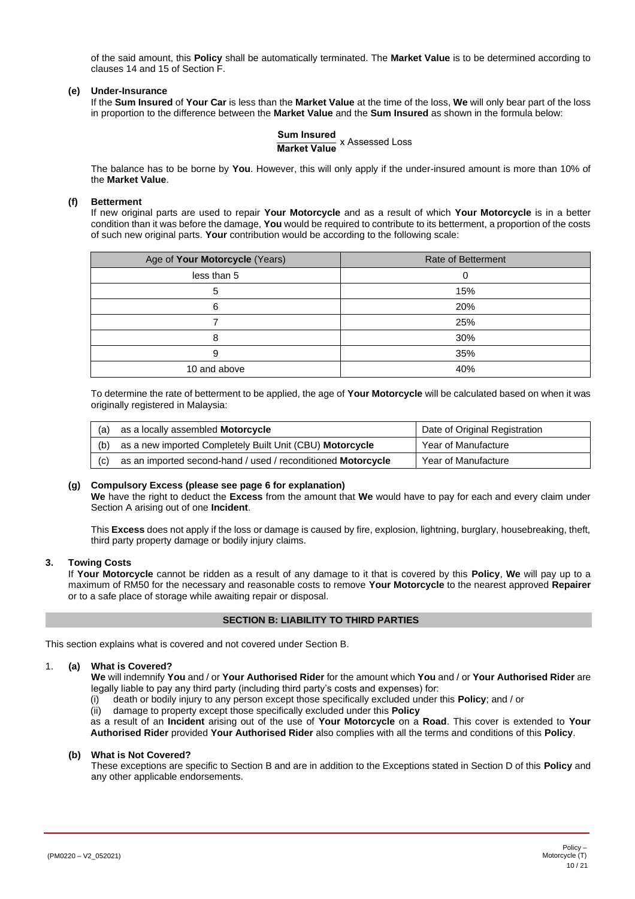of the said amount, this **Policy** shall be automatically terminated. The **Market Value** is to be determined according to clauses 14 and 15 of Section F.

**(e) Under-Insurance**

If the **Sum Insured** of **Your Car** is less than the **Market Value** at the time of the loss, **We** will only bear part of the loss in proportion to the difference between the **Market Value** and the **Sum Insured** as shown in the formula below:

$$\frac{\textbf{Sum Insured}}{\textbf{Market Value}} \text{ x Assessed Loss}$$

The balance has to be borne by **You**. However, this will only apply if the under-insured amount is more than 10% of the **Market Value**.

**(f) Betterment**

If new original parts are used to repair **Your Motorcycle** and as a result of which **Your Motorcycle** is in a better condition than it was before the damage, **You** would be required to contribute to its betterment, a proportion of the costs of such new original parts. **Your** contribution would be according to the following scale:

| Age of **Your Motorcycle** (Years) | Rate of Betterment |
|---|---|
| less than 5 | 0 |
| 5 | 15% |
| 6 | 20% |
| 7 | 25% |
| 8 | 30% |
| 9 | 35% |
| 10 and above | 40% |

To determine the rate of betterment to be applied, the age of **Your Motorcycle** will be calculated based on when it was originally registered in Malaysia:

| | | |
|---|---|---|
| (a) | as a locally assembled **Motorcycle** | Date of Original Registration |
| (b) | as a new imported Completely Built Unit (CBU) **Motorcycle** | Year of Manufacture |
| (c) | as an imported second-hand / used / reconditioned **Motorcycle** | Year of Manufacture |

**(g) Compulsory Excess (please see page 6 for explanation)**

**We** have the right to deduct the **Excess** from the amount that **We** would have to pay for each and every claim under Section A arising out of one **Incident**.

This **Excess** does not apply if the loss or damage is caused by fire, explosion, lightning, burglary, housebreaking, theft, third party property damage or bodily injury claims.

**3. Towing Costs**

If **Your Motorcycle** cannot be ridden as a result of any damage to it that is covered by this **Policy**, **We** will pay up to a maximum of RM50 for the necessary and reasonable costs to remove **Your Motorcycle** to the nearest approved **Repairer** or to a safe place of storage while awaiting repair or disposal.

## SECTION B: LIABILITY TO THIRD PARTIES

This section explains what is covered and not covered under Section B.

1. **(a) What is Covered?**

**We** will indemnify **You** and / or **Your Authorised Rider** for the amount which **You** and / or **Your Authorised Rider** are legally liable to pay any third party (including third party's costs and expenses) for:

(i) death or bodily injury to any person except those specifically excluded under this **Policy**; and / or

(ii) damage to property except those specifically excluded under this **Policy**

as a result of an **Incident** arising out of the use of **Your Motorcycle** on a **Road**. This cover is extended to **Your Authorised Rider** provided **Your Authorised Rider** also complies with all the terms and conditions of this **Policy**.

**(b) What is Not Covered?**

These exceptions are specific to Section B and are in addition to the Exceptions stated in Section D of this **Policy** and any other applicable endorsements.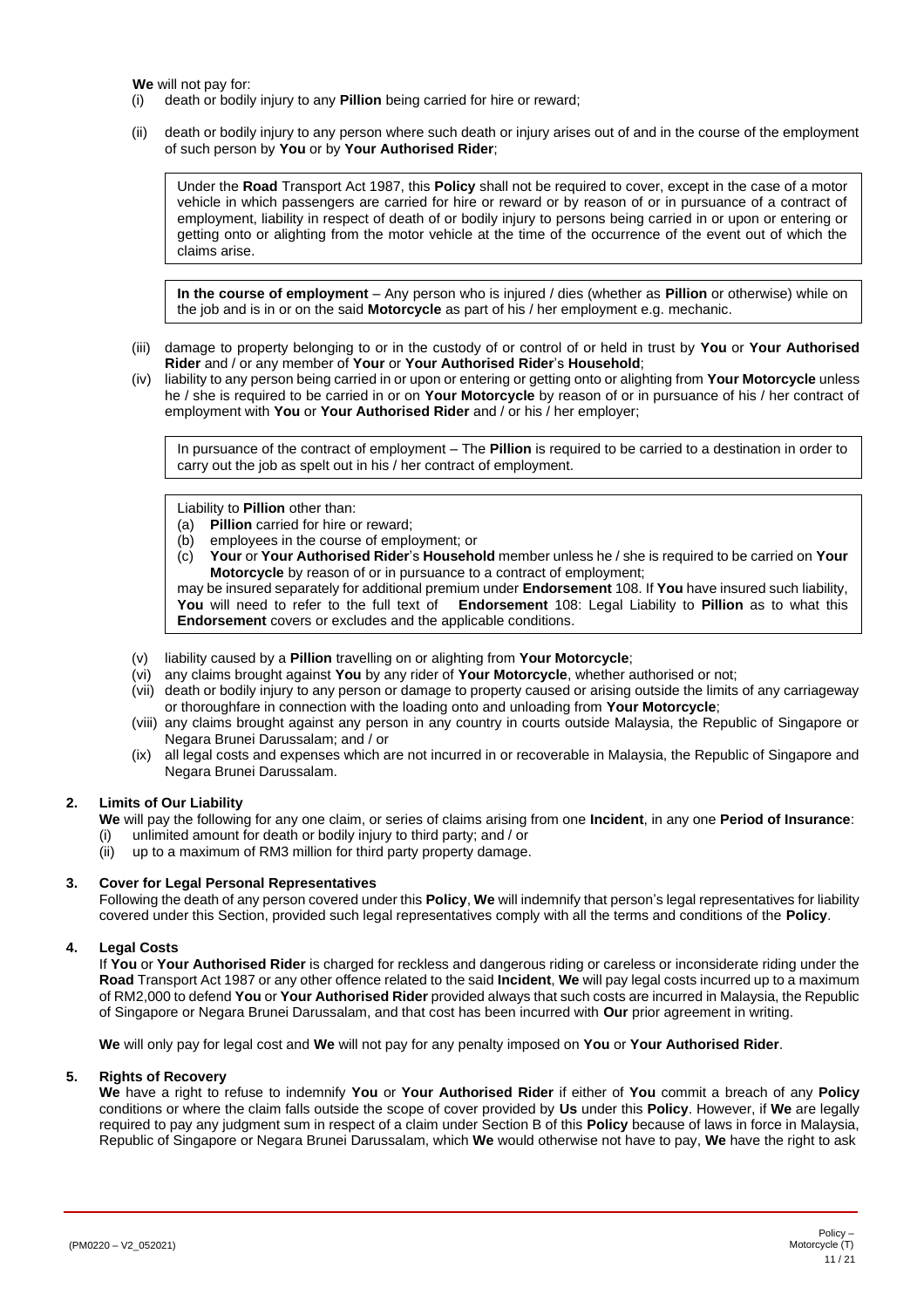**We** will not pay for:

(i) death or bodily injury to any **Pillion** being carried for hire or reward;

(ii) death or bodily injury to any person where such death or injury arises out of and in the course of the employment of such person by **You** or by **Your Authorised Rider**;

> Under the **Road** Transport Act 1987, this **Policy** shall not be required to cover, except in the case of a motor vehicle in which passengers are carried for hire or reward or by reason of or in pursuance of a contract of employment, liability in respect of death of or bodily injury to persons being carried in or upon or entering or getting onto or alighting from the motor vehicle at the time of the occurrence of the event out of which the claims arise.

> **In the course of employment** – Any person who is injured / dies (whether as **Pillion** or otherwise) while on the job and is in or on the said **Motorcycle** as part of his / her employment e.g. mechanic.

(iii) damage to property belonging to or in the custody of or control of or held in trust by **You** or **Your Authorised Rider** and / or any member of **Your** or **Your Authorised Rider**'s **Household**;

(iv) liability to any person being carried in or upon or entering or getting onto or alighting from **Your Motorcycle** unless he / she is required to be carried in or on **Your Motorcycle** by reason of or in pursuance of his / her contract of employment with **You** or **Your Authorised Rider** and / or his / her employer;

> In pursuance of the contract of employment – The **Pillion** is required to be carried to a destination in order to carry out the job as spelt out in his / her contract of employment.

> Liability to **Pillion** other than:
> (a) **Pillion** carried for hire or reward;
> (b) employees in the course of employment; or
> (c) **Your** or **Your Authorised Rider**'s **Household** member unless he / she is required to be carried on **Your Motorcycle** by reason of or in pursuance to a contract of employment;
>
> may be insured separately for additional premium under **Endorsement** 108. If **You** have insured such liability, **You** will need to refer to the full text of **Endorsement** 108: Legal Liability to **Pillion** as to what this **Endorsement** covers or excludes and the applicable conditions.

(v) liability caused by a **Pillion** travelling on or alighting from **Your Motorcycle**;

(vi) any claims brought against **You** by any rider of **Your Motorcycle**, whether authorised or not;

(vii) death or bodily injury to any person or damage to property caused or arising outside the limits of any carriageway or thoroughfare in connection with the loading onto and unloading from **Your Motorcycle**;

(viii) any claims brought against any person in any country in courts outside Malaysia, the Republic of Singapore or Negara Brunei Darussalam; and / or

(ix) all legal costs and expenses which are not incurred in or recoverable in Malaysia, the Republic of Singapore and Negara Brunei Darussalam.

**2. Limits of Our Liability**

**We** will pay the following for any one claim, or series of claims arising from one **Incident**, in any one **Period of Insurance**:

(i) unlimited amount for death or bodily injury to third party; and / or

(ii) up to a maximum of RM3 million for third party property damage.

**3. Cover for Legal Personal Representatives**

Following the death of any person covered under this **Policy**, **We** will indemnify that person's legal representatives for liability covered under this Section, provided such legal representatives comply with all the terms and conditions of the **Policy**.

**4. Legal Costs**

If **You** or **Your Authorised Rider** is charged for reckless and dangerous riding or careless or inconsiderate riding under the **Road** Transport Act 1987 or any other offence related to the said **Incident**, **We** will pay legal costs incurred up to a maximum of RM2,000 to defend **You** or **Your Authorised Rider** provided always that such costs are incurred in Malaysia, the Republic of Singapore or Negara Brunei Darussalam, and that cost has been incurred with **Our** prior agreement in writing.

**We** will only pay for legal cost and **We** will not pay for any penalty imposed on **You** or **Your Authorised Rider**.

**5. Rights of Recovery**

**We** have a right to refuse to indemnify **You** or **Your Authorised Rider** if either of **You** commit a breach of any **Policy** conditions or where the claim falls outside the scope of cover provided by **Us** under this **Policy**. However, if **We** are legally required to pay any judgment sum in respect of a claim under Section B of this **Policy** because of laws in force in Malaysia, Republic of Singapore or Negara Brunei Darussalam, which **We** would otherwise not have to pay, **We** have the right to ask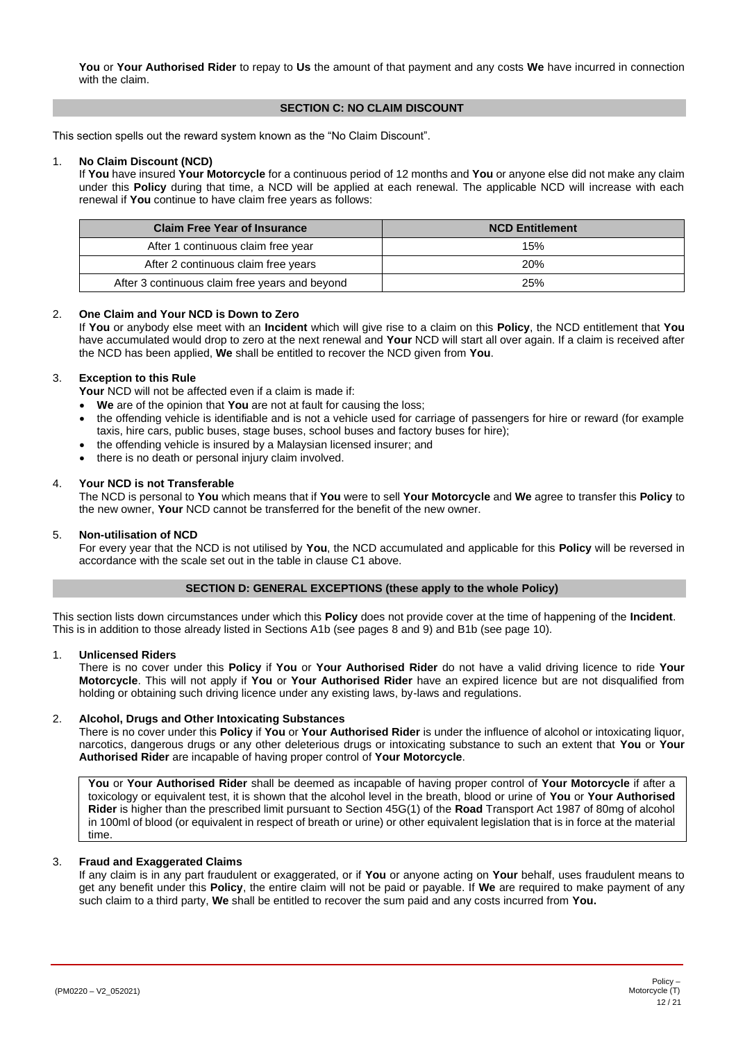**You** or **Your Authorised Rider** to repay to **Us** the amount of that payment and any costs **We** have incurred in connection with the claim.

## SECTION C: NO CLAIM DISCOUNT

This section spells out the reward system known as the "No Claim Discount".

1. **No Claim Discount (NCD)**

   If **You** have insured **Your Motorcycle** for a continuous period of 12 months and **You** or anyone else did not make any claim under this **Policy** during that time, a NCD will be applied at each renewal. The applicable NCD will increase with each renewal if **You** continue to have claim free years as follows:

| Claim Free Year of Insurance | NCD Entitlement |
|---|---|
| After 1 continuous claim free year | 15% |
| After 2 continuous claim free years | 20% |
| After 3 continuous claim free years and beyond | 25% |

2. **One Claim and Your NCD is Down to Zero**

   If **You** or anybody else meet with an **Incident** which will give rise to a claim on this **Policy**, the NCD entitlement that **You** have accumulated would drop to zero at the next renewal and **Your** NCD will start all over again. If a claim is received after the NCD has been applied, **We** shall be entitled to recover the NCD given from **You**.

3. **Exception to this Rule**

   **Your** NCD will not be affected even if a claim is made if:

   - **We** are of the opinion that **You** are not at fault for causing the loss;
   - the offending vehicle is identifiable and is not a vehicle used for carriage of passengers for hire or reward (for example taxis, hire cars, public buses, stage buses, school buses and factory buses for hire);
   - the offending vehicle is insured by a Malaysian licensed insurer; and
   - there is no death or personal injury claim involved.

4. **Your NCD is not Transferable**

   The NCD is personal to **You** which means that if **You** were to sell **Your Motorcycle** and **We** agree to transfer this **Policy** to the new owner, **Your** NCD cannot be transferred for the benefit of the new owner.

5. **Non-utilisation of NCD**

   For every year that the NCD is not utilised by **You**, the NCD accumulated and applicable for this **Policy** will be reversed in accordance with the scale set out in the table in clause C1 above.

## SECTION D: GENERAL EXCEPTIONS (these apply to the whole Policy)

This section lists down circumstances under which this **Policy** does not provide cover at the time of happening of the **Incident**. This is in addition to those already listed in Sections A1b (see pages 8 and 9) and B1b (see page 10).

1. **Unlicensed Riders**

   There is no cover under this **Policy** if **You** or **Your Authorised Rider** do not have a valid driving licence to ride **Your Motorcycle**. This will not apply if **You** or **Your Authorised Rider** have an expired licence but are not disqualified from holding or obtaining such driving licence under any existing laws, by-laws and regulations.

2. **Alcohol, Drugs and Other Intoxicating Substances**

   There is no cover under this **Policy** if **You** or **Your Authorised Rider** is under the influence of alcohol or intoxicating liquor, narcotics, dangerous drugs or any other deleterious drugs or intoxicating substance to such an extent that **You** or **Your Authorised Rider** are incapable of having proper control of **Your Motorcycle**.

   > **You** or **Your Authorised Rider** shall be deemed as incapable of having proper control of **Your Motorcycle** if after a toxicology or equivalent test, it is shown that the alcohol level in the breath, blood or urine of **You** or **Your Authorised Rider** is higher than the prescribed limit pursuant to Section 45G(1) of the **Road** Transport Act 1987 of 80mg of alcohol in 100ml of blood (or equivalent in respect of breath or urine) or other equivalent legislation that is in force at the material time.

3. **Fraud and Exaggerated Claims**

   If any claim is in any part fraudulent or exaggerated, or if **You** or anyone acting on **Your** behalf, uses fraudulent means to get any benefit under this **Policy**, the entire claim will not be paid or payable. If **We** are required to make payment of any such claim to a third party, **We** shall be entitled to recover the sum paid and any costs incurred from **You.**

(PM0220 – V2_052021)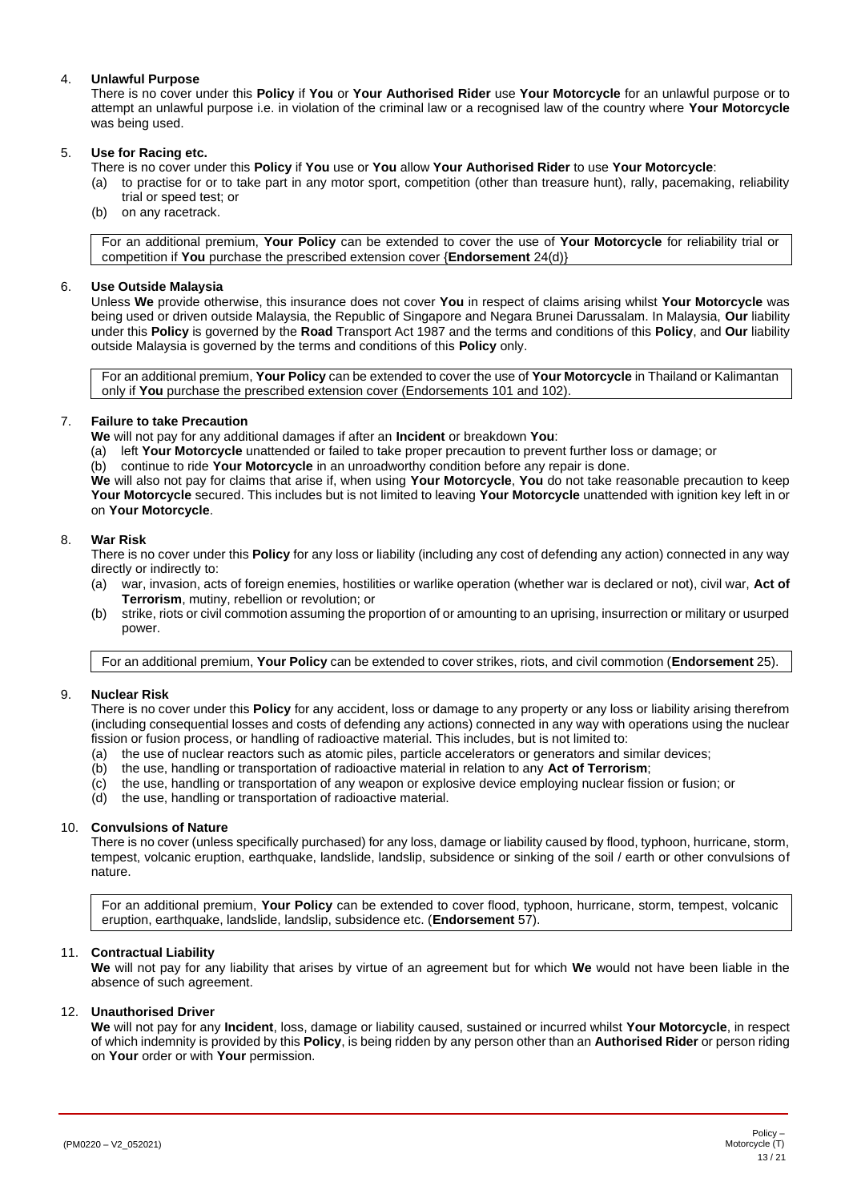4. **Unlawful Purpose**

   There is no cover under this **Policy** if **You** or **Your Authorised Rider** use **Your Motorcycle** for an unlawful purpose or to attempt an unlawful purpose i.e. in violation of the criminal law or a recognised law of the country where **Your Motorcycle** was being used.

5. **Use for Racing etc.**

   There is no cover under this **Policy** if **You** use or **You** allow **Your Authorised Rider** to use **Your Motorcycle**:

   (a) to practise for or to take part in any motor sport, competition (other than treasure hunt), rally, pacemaking, reliability trial or speed test; or

   (b) on any racetrack.

   > For an additional premium, **Your Policy** can be extended to cover the use of **Your Motorcycle** for reliability trial or competition if **You** purchase the prescribed extension cover {**Endorsement** 24(d)}

6. **Use Outside Malaysia**

   Unless **We** provide otherwise, this insurance does not cover **You** in respect of claims arising whilst **Your Motorcycle** was being used or driven outside Malaysia, the Republic of Singapore and Negara Brunei Darussalam. In Malaysia, **Our** liability under this **Policy** is governed by the **Road** Transport Act 1987 and the terms and conditions of this **Policy**, and **Our** liability outside Malaysia is governed by the terms and conditions of this **Policy** only.

   > For an additional premium, **Your Policy** can be extended to cover the use of **Your Motorcycle** in Thailand or Kalimantan only if **You** purchase the prescribed extension cover (Endorsements 101 and 102).

7. **Failure to take Precaution**

   **We** will not pay for any additional damages if after an **Incident** or breakdown **You**:

   (a) left **Your Motorcycle** unattended or failed to take proper precaution to prevent further loss or damage; or

   (b) continue to ride **Your Motorcycle** in an unroadworthy condition before any repair is done.

   **We** will also not pay for claims that arise if, when using **Your Motorcycle**, **You** do not take reasonable precaution to keep **Your Motorcycle** secured. This includes but is not limited to leaving **Your Motorcycle** unattended with ignition key left in or on **Your Motorcycle**.

8. **War Risk**

   There is no cover under this **Policy** for any loss or liability (including any cost of defending any action) connected in any way directly or indirectly to:

   (a) war, invasion, acts of foreign enemies, hostilities or warlike operation (whether war is declared or not), civil war, **Act of Terrorism**, mutiny, rebellion or revolution; or

   (b) strike, riots or civil commotion assuming the proportion of or amounting to an uprising, insurrection or military or usurped power.

   > For an additional premium, **Your Policy** can be extended to cover strikes, riots, and civil commotion (**Endorsement** 25).

9. **Nuclear Risk**

   There is no cover under this **Policy** for any accident, loss or damage to any property or any loss or liability arising therefrom (including consequential losses and costs of defending any actions) connected in any way with operations using the nuclear fission or fusion process, or handling of radioactive material. This includes, but is not limited to:

   (a) the use of nuclear reactors such as atomic piles, particle accelerators or generators and similar devices;

   (b) the use, handling or transportation of radioactive material in relation to any **Act of Terrorism**;

   (c) the use, handling or transportation of any weapon or explosive device employing nuclear fission or fusion; or

   (d) the use, handling or transportation of radioactive material.

10. **Convulsions of Nature**

    There is no cover (unless specifically purchased) for any loss, damage or liability caused by flood, typhoon, hurricane, storm, tempest, volcanic eruption, earthquake, landslide, landslip, subsidence or sinking of the soil / earth or other convulsions of nature.

    > For an additional premium, **Your Policy** can be extended to cover flood, typhoon, hurricane, storm, tempest, volcanic eruption, earthquake, landslide, landslip, subsidence etc. (**Endorsement** 57).

11. **Contractual Liability**

    **We** will not pay for any liability that arises by virtue of an agreement but for which **We** would not have been liable in the absence of such agreement.

12. **Unauthorised Driver**

    **We** will not pay for any **Incident**, loss, damage or liability caused, sustained or incurred whilst **Your Motorcycle**, in respect of which indemnity is provided by this **Policy**, is being ridden by any person other than an **Authorised Rider** or person riding on **Your** order or with **Your** permission.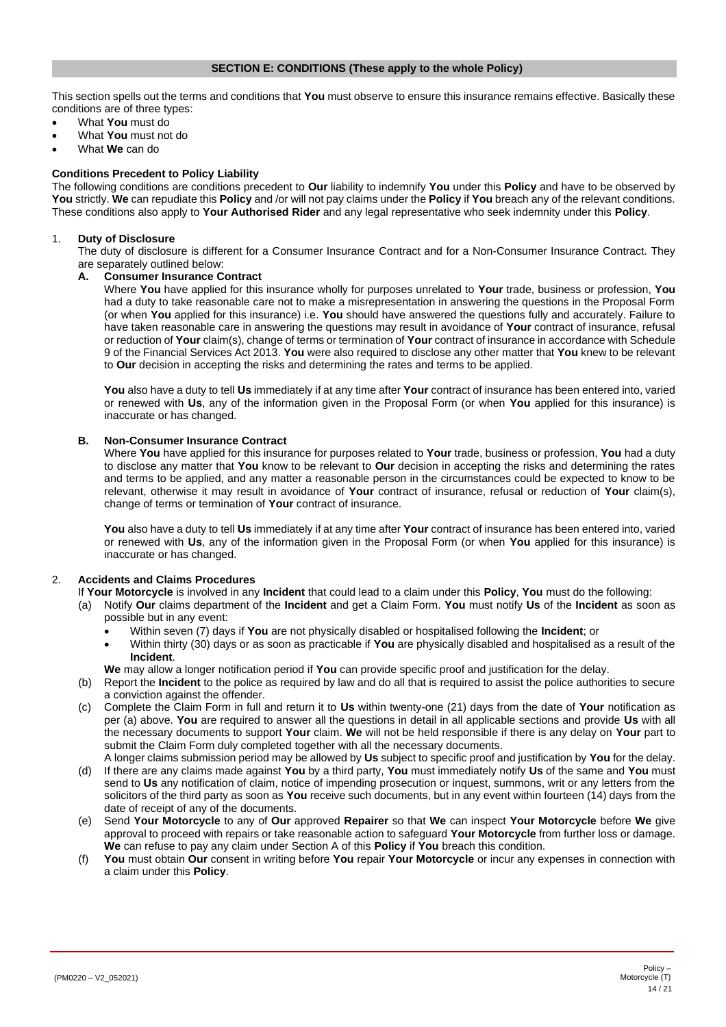## SECTION E: CONDITIONS (These apply to the whole Policy)

This section spells out the terms and conditions that **You** must observe to ensure this insurance remains effective. Basically these conditions are of three types:

- What **You** must do
- What **You** must not do
- What **We** can do

**Conditions Precedent to Policy Liability**

The following conditions are conditions precedent to **Our** liability to indemnify **You** under this **Policy** and have to be observed by **You** strictly. **We** can repudiate this **Policy** and /or will not pay claims under the **Policy** if **You** breach any of the relevant conditions. These conditions also apply to **Your Authorised Rider** and any legal representative who seek indemnity under this **Policy**.

1. **Duty of Disclosure**

   The duty of disclosure is different for a Consumer Insurance Contract and for a Non-Consumer Insurance Contract. They are separately outlined below:

   **A. Consumer Insurance Contract**

   Where **You** have applied for this insurance wholly for purposes unrelated to **Your** trade, business or profession, **You** had a duty to take reasonable care not to make a misrepresentation in answering the questions in the Proposal Form (or when **You** applied for this insurance) i.e. **You** should have answered the questions fully and accurately. Failure to have taken reasonable care in answering the questions may result in avoidance of **Your** contract of insurance, refusal or reduction of **Your** claim(s), change of terms or termination of **Your** contract of insurance in accordance with Schedule 9 of the Financial Services Act 2013. **You** were also required to disclose any other matter that **You** knew to be relevant to **Our** decision in accepting the risks and determining the rates and terms to be applied.

   **You** also have a duty to tell **Us** immediately if at any time after **Your** contract of insurance has been entered into, varied or renewed with **Us**, any of the information given in the Proposal Form (or when **You** applied for this insurance) is inaccurate or has changed.

   **B. Non-Consumer Insurance Contract**

   Where **You** have applied for this insurance for purposes related to **Your** trade, business or profession, **You** had a duty to disclose any matter that **You** know to be relevant to **Our** decision in accepting the risks and determining the rates and terms to be applied, and any matter a reasonable person in the circumstances could be expected to know to be relevant, otherwise it may result in avoidance of **Your** contract of insurance, refusal or reduction of **Your** claim(s), change of terms or termination of **Your** contract of insurance.

   **You** also have a duty to tell **Us** immediately if at any time after **Your** contract of insurance has been entered into, varied or renewed with **Us**, any of the information given in the Proposal Form (or when **You** applied for this insurance) is inaccurate or has changed.

2. **Accidents and Claims Procedures**

   If **Your Motorcycle** is involved in any **Incident** that could lead to a claim under this **Policy**, **You** must do the following:

   (a) Notify **Our** claims department of the **Incident** and get a Claim Form. **You** must notify **Us** of the **Incident** as soon as possible but in any event:
   - Within seven (7) days if **You** are not physically disabled or hospitalised following the **Incident**; or
   - Within thirty (30) days or as soon as practicable if **You** are physically disabled and hospitalised as a result of the **Incident**.

   **We** may allow a longer notification period if **You** can provide specific proof and justification for the delay.

   (b) Report the **Incident** to the police as required by law and do all that is required to assist the police authorities to secure a conviction against the offender.

   (c) Complete the Claim Form in full and return it to **Us** within twenty-one (21) days from the date of **Your** notification as per (a) above. **You** are required to answer all the questions in detail in all applicable sections and provide **Us** with all the necessary documents to support **Your** claim. **We** will not be held responsible if there is any delay on **Your** part to submit the Claim Form duly completed together with all the necessary documents.

   A longer claims submission period may be allowed by **Us** subject to specific proof and justification by **You** for the delay.

   (d) If there are any claims made against **You** by a third party, **You** must immediately notify **Us** of the same and **You** must send to **Us** any notification of claim, notice of impending prosecution or inquest, summons, writ or any letters from the solicitors of the third party as soon as **You** receive such documents, but in any event within fourteen (14) days from the date of receipt of any of the documents.

   (e) Send **Your Motorcycle** to any of **Our** approved **Repairer** so that **We** can inspect **Your Motorcycle** before **We** give approval to proceed with repairs or take reasonable action to safeguard **Your Motorcycle** from further loss or damage. **We** can refuse to pay any claim under Section A of this **Policy** if **You** breach this condition.

   (f) **You** must obtain **Our** consent in writing before **You** repair **Your Motorcycle** or incur any expenses in connection with a claim under this **Policy**.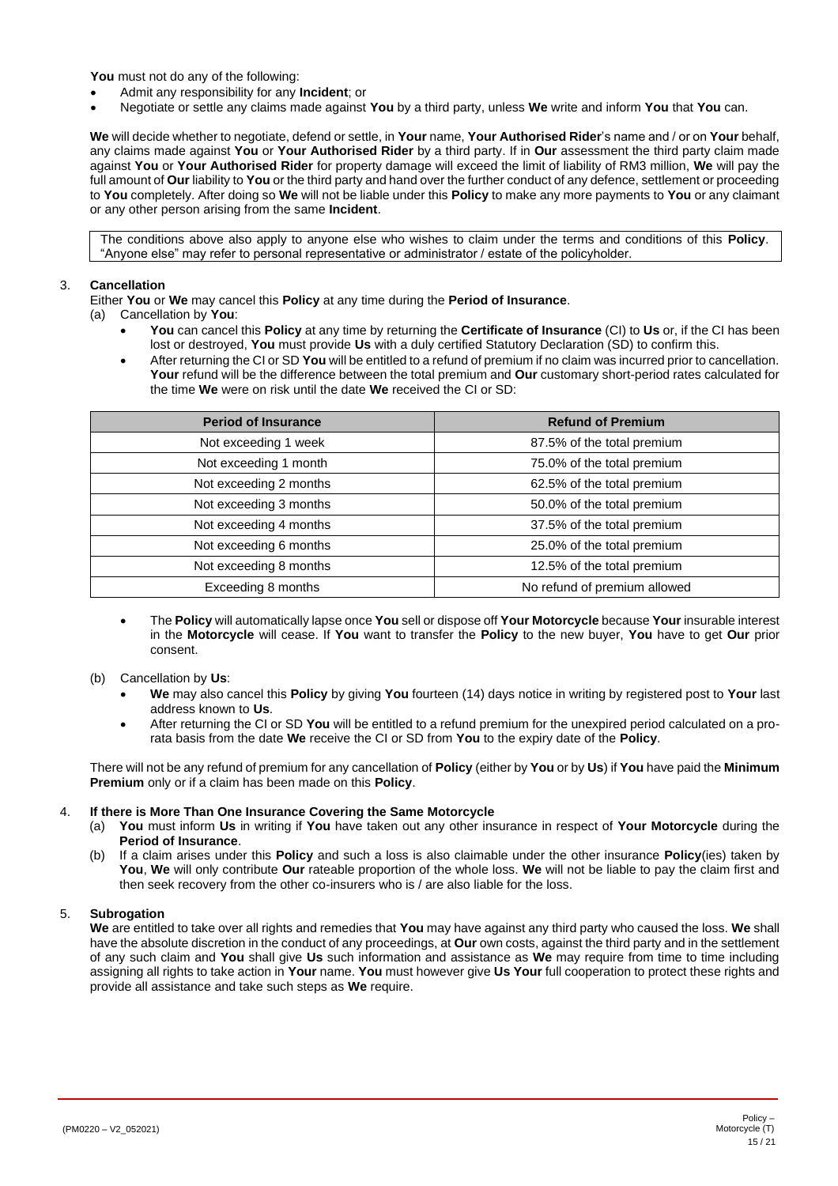**You** must not do any of the following:

- Admit any responsibility for any **Incident**; or
- Negotiate or settle any claims made against **You** by a third party, unless **We** write and inform **You** that **You** can.

**We** will decide whether to negotiate, defend or settle, in **Your** name, **Your Authorised Rider**'s name and / or on **Your** behalf, any claims made against **You** or **Your Authorised Rider** by a third party. If in **Our** assessment the third party claim made against **You** or **Your Authorised Rider** for property damage will exceed the limit of liability of RM3 million, **We** will pay the full amount of **Our** liability to **You** or the third party and hand over the further conduct of any defence, settlement or proceeding to **You** completely. After doing so **We** will not be liable under this **Policy** to make any more payments to **You** or any claimant or any other person arising from the same **Incident**.

The conditions above also apply to anyone else who wishes to claim under the terms and conditions of this **Policy**. "Anyone else" may refer to personal representative or administrator / estate of the policyholder.

3. **Cancellation**

   Either **You** or **We** may cancel this **Policy** at any time during the **Period of Insurance**.

   (a) Cancellation by **You**:

   - **You** can cancel this **Policy** at any time by returning the **Certificate of Insurance** (CI) to **Us** or, if the CI has been lost or destroyed, **You** must provide **Us** with a duly certified Statutory Declaration (SD) to confirm this.
   - After returning the CI or SD **You** will be entitled to a refund of premium if no claim was incurred prior to cancellation. **Your** refund will be the difference between the total premium and **Our** customary short-period rates calculated for the time **We** were on risk until the date **We** received the CI or SD:

| Period of Insurance | Refund of Premium |
|---|---|
| Not exceeding 1 week | 87.5% of the total premium |
| Not exceeding 1 month | 75.0% of the total premium |
| Not exceeding 2 months | 62.5% of the total premium |
| Not exceeding 3 months | 50.0% of the total premium |
| Not exceeding 4 months | 37.5% of the total premium |
| Not exceeding 6 months | 25.0% of the total premium |
| Not exceeding 8 months | 12.5% of the total premium |
| Exceeding 8 months | No refund of premium allowed |

   - The **Policy** will automatically lapse once **You** sell or dispose off **Your Motorcycle** because **Your** insurable interest in the **Motorcycle** will cease. If **You** want to transfer the **Policy** to the new buyer, **You** have to get **Our** prior consent.

   (b) Cancellation by **Us**:

   - **We** may also cancel this **Policy** by giving **You** fourteen (14) days notice in writing by registered post to **Your** last address known to **Us**.
   - After returning the CI or SD **You** will be entitled to a refund premium for the unexpired period calculated on a pro-rata basis from the date **We** receive the CI or SD from **You** to the expiry date of the **Policy**.

   There will not be any refund of premium for any cancellation of **Policy** (either by **You** or by **Us**) if **You** have paid the **Minimum Premium** only or if a claim has been made on this **Policy**.

4. **If there is More Than One Insurance Covering the Same Motorcycle**

   (a) **You** must inform **Us** in writing if **You** have taken out any other insurance in respect of **Your Motorcycle** during the **Period of Insurance**.

   (b) If a claim arises under this **Policy** and such a loss is also claimable under the other insurance **Policy**(ies) taken by **You**, **We** will only contribute **Our** rateable proportion of the whole loss. **We** will not be liable to pay the claim first and then seek recovery from the other co-insurers who is / are also liable for the loss.

5. **Subrogation**

   **We** are entitled to take over all rights and remedies that **You** may have against any third party who caused the loss. **We** shall have the absolute discretion in the conduct of any proceedings, at **Our** own costs, against the third party and in the settlement of any such claim and **You** shall give **Us** such information and assistance as **We** may require from time to time including assigning all rights to take action in **Your** name. **You** must however give **Us Your** full cooperation to protect these rights and provide all assistance and take such steps as **We** require.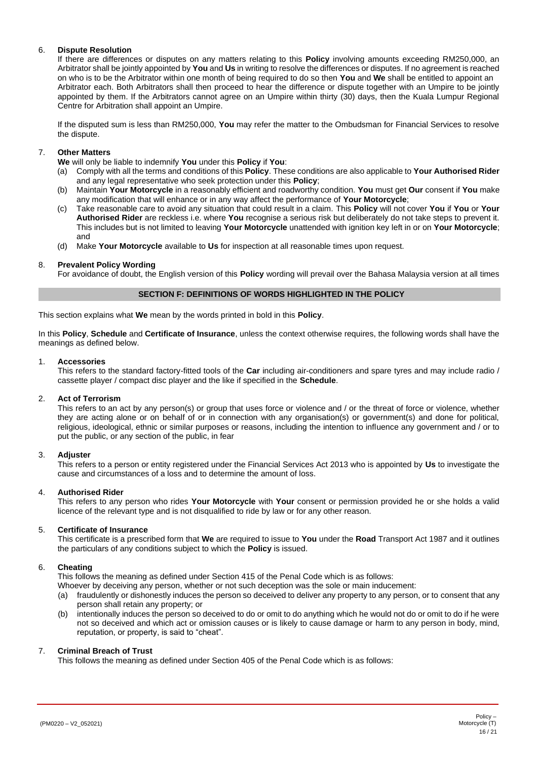6. **Dispute Resolution**

   If there are differences or disputes on any matters relating to this **Policy** involving amounts exceeding RM250,000, an Arbitrator shall be jointly appointed by **You** and **Us** in writing to resolve the differences or disputes. If no agreement is reached on who is to be the Arbitrator within one month of being required to do so then **You** and **We** shall be entitled to appoint an Arbitrator each. Both Arbitrators shall then proceed to hear the difference or dispute together with an Umpire to be jointly appointed by them. If the Arbitrators cannot agree on an Umpire within thirty (30) days, then the Kuala Lumpur Regional Centre for Arbitration shall appoint an Umpire.

   If the disputed sum is less than RM250,000, **You** may refer the matter to the Ombudsman for Financial Services to resolve the dispute.

7. **Other Matters**

   **We** will only be liable to indemnify **You** under this **Policy** if **You**:

   (a) Comply with all the terms and conditions of this **Policy**. These conditions are also applicable to **Your Authorised Rider** and any legal representative who seek protection under this **Policy**;

   (b) Maintain **Your Motorcycle** in a reasonably efficient and roadworthy condition. **You** must get **Our** consent if **You** make any modification that will enhance or in any way affect the performance of **Your Motorcycle**;

   (c) Take reasonable care to avoid any situation that could result in a claim. This **Policy** will not cover **You** if **You** or **Your Authorised Rider** are reckless i.e. where **You** recognise a serious risk but deliberately do not take steps to prevent it. This includes but is not limited to leaving **Your Motorcycle** unattended with ignition key left in or on **Your Motorcycle**; and

   (d) Make **Your Motorcycle** available to **Us** for inspection at all reasonable times upon request.

8. **Prevalent Policy Wording**

   For avoidance of doubt, the English version of this **Policy** wording will prevail over the Bahasa Malaysia version at all times

## SECTION F: DEFINITIONS OF WORDS HIGHLIGHTED IN THE POLICY

This section explains what **We** mean by the words printed in bold in this **Policy**.

In this **Policy**, **Schedule** and **Certificate of Insurance**, unless the context otherwise requires, the following words shall have the meanings as defined below.

1. **Accessories**

   This refers to the standard factory-fitted tools of the **Car** including air-conditioners and spare tyres and may include radio / cassette player / compact disc player and the like if specified in the **Schedule**.

2. **Act of Terrorism**

   This refers to an act by any person(s) or group that uses force or violence and / or the threat of force or violence, whether they are acting alone or on behalf of or in connection with any organisation(s) or government(s) and done for political, religious, ideological, ethnic or similar purposes or reasons, including the intention to influence any government and / or to put the public, or any section of the public, in fear

3. **Adjuster**

   This refers to a person or entity registered under the Financial Services Act 2013 who is appointed by **Us** to investigate the cause and circumstances of a loss and to determine the amount of loss.

4. **Authorised Rider**

   This refers to any person who rides **Your Motorcycle** with **Your** consent or permission provided he or she holds a valid licence of the relevant type and is not disqualified to ride by law or for any other reason.

5. **Certificate of Insurance**

   This certificate is a prescribed form that **We** are required to issue to **You** under the **Road** Transport Act 1987 and it outlines the particulars of any conditions subject to which the **Policy** is issued.

6. **Cheating**

   This follows the meaning as defined under Section 415 of the Penal Code which is as follows:

   Whoever by deceiving any person, whether or not such deception was the sole or main inducement:

   (a) fraudulently or dishonestly induces the person so deceived to deliver any property to any person, or to consent that any person shall retain any property; or

   (b) intentionally induces the person so deceived to do or omit to do anything which he would not do or omit to do if he were not so deceived and which act or omission causes or is likely to cause damage or harm to any person in body, mind, reputation, or property, is said to "cheat".

7. **Criminal Breach of Trust**

   This follows the meaning as defined under Section 405 of the Penal Code which is as follows: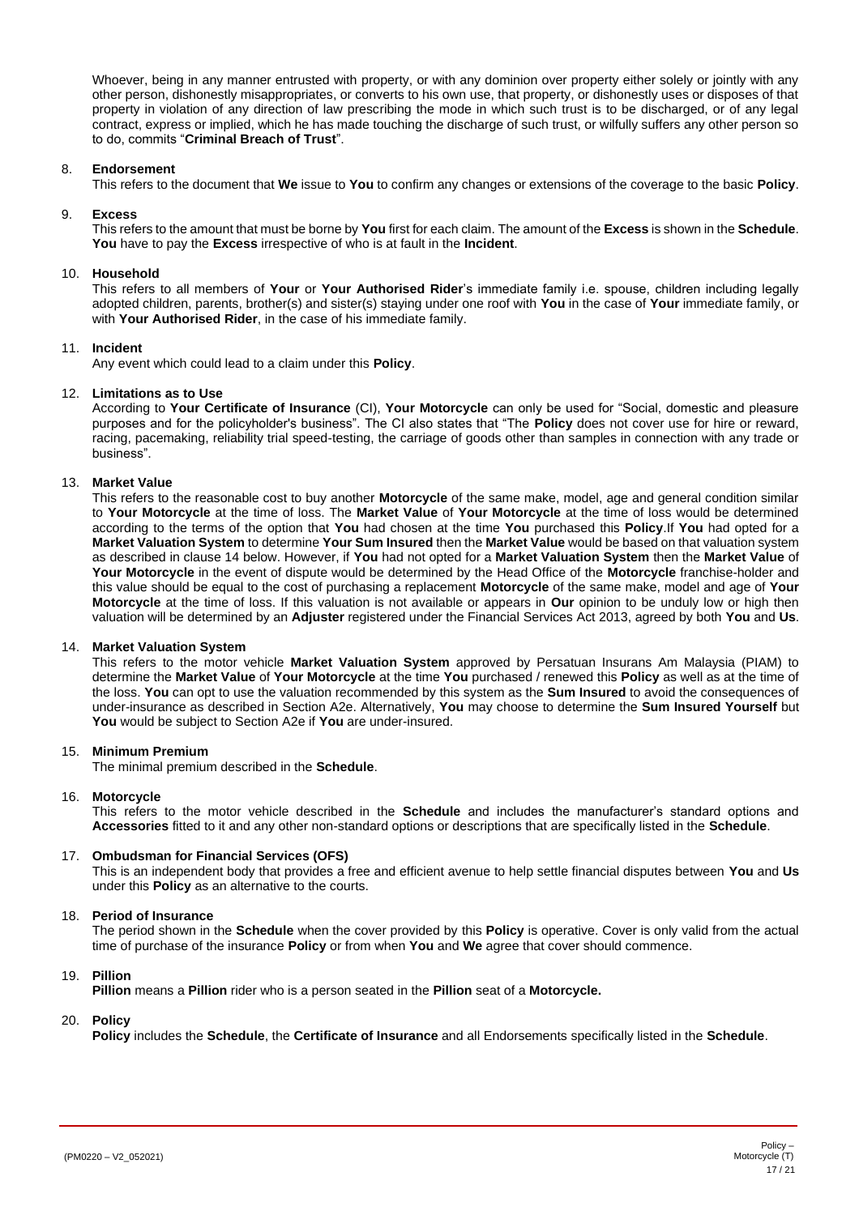Whoever, being in any manner entrusted with property, or with any dominion over property either solely or jointly with any other person, dishonestly misappropriates, or converts to his own use, that property, or dishonestly uses or disposes of that property in violation of any direction of law prescribing the mode in which such trust is to be discharged, or of any legal contract, express or implied, which he has made touching the discharge of such trust, or wilfully suffers any other person so to do, commits "**Criminal Breach of Trust**".

8. **Endorsement**

   This refers to the document that **We** issue to **You** to confirm any changes or extensions of the coverage to the basic **Policy**.

9. **Excess**

   This refers to the amount that must be borne by **You** first for each claim. The amount of the **Excess** is shown in the **Schedule**. **You** have to pay the **Excess** irrespective of who is at fault in the **Incident**.

10. **Household**

    This refers to all members of **Your** or **Your Authorised Rider**'s immediate family i.e. spouse, children including legally adopted children, parents, brother(s) and sister(s) staying under one roof with **You** in the case of **Your** immediate family, or with **Your Authorised Rider**, in the case of his immediate family.

11. **Incident**

    Any event which could lead to a claim under this **Policy**.

12. **Limitations as to Use**

    According to **Your Certificate of Insurance** (CI), **Your Motorcycle** can only be used for "Social, domestic and pleasure purposes and for the policyholder's business". The CI also states that "The **Policy** does not cover use for hire or reward, racing, pacemaking, reliability trial speed-testing, the carriage of goods other than samples in connection with any trade or business".

13. **Market Value**

    This refers to the reasonable cost to buy another **Motorcycle** of the same make, model, age and general condition similar to **Your Motorcycle** at the time of loss. The **Market Value** of **Your Motorcycle** at the time of loss would be determined according to the terms of the option that **You** had chosen at the time **You** purchased this **Policy**.If **You** had opted for a **Market Valuation System** to determine **Your Sum Insured** then the **Market Value** would be based on that valuation system as described in clause 14 below. However, if **You** had not opted for a **Market Valuation System** then the **Market Value** of **Your Motorcycle** in the event of dispute would be determined by the Head Office of the **Motorcycle** franchise-holder and this value should be equal to the cost of purchasing a replacement **Motorcycle** of the same make, model and age of **Your Motorcycle** at the time of loss. If this valuation is not available or appears in **Our** opinion to be unduly low or high then valuation will be determined by an **Adjuster** registered under the Financial Services Act 2013, agreed by both **You** and **Us**.

14. **Market Valuation System**

    This refers to the motor vehicle **Market Valuation System** approved by Persatuan Insurans Am Malaysia (PIAM) to determine the **Market Value** of **Your Motorcycle** at the time **You** purchased / renewed this **Policy** as well as at the time of the loss. **You** can opt to use the valuation recommended by this system as the **Sum Insured** to avoid the consequences of under-insurance as described in Section A2e. Alternatively, **You** may choose to determine the **Sum Insured Yourself** but **You** would be subject to Section A2e if **You** are under-insured.

15. **Minimum Premium**

    The minimal premium described in the **Schedule**.

16. **Motorcycle**

    This refers to the motor vehicle described in the **Schedule** and includes the manufacturer's standard options and **Accessories** fitted to it and any other non-standard options or descriptions that are specifically listed in the **Schedule**.

17. **Ombudsman for Financial Services (OFS)**

    This is an independent body that provides a free and efficient avenue to help settle financial disputes between **You** and **Us** under this **Policy** as an alternative to the courts.

18. **Period of Insurance**

    The period shown in the **Schedule** when the cover provided by this **Policy** is operative. Cover is only valid from the actual time of purchase of the insurance **Policy** or from when **You** and **We** agree that cover should commence.

19. **Pillion**

    **Pillion** means a **Pillion** rider who is a person seated in the **Pillion** seat of a **Motorcycle.**

20. **Policy**

    **Policy** includes the **Schedule**, the **Certificate of Insurance** and all Endorsements specifically listed in the **Schedule**.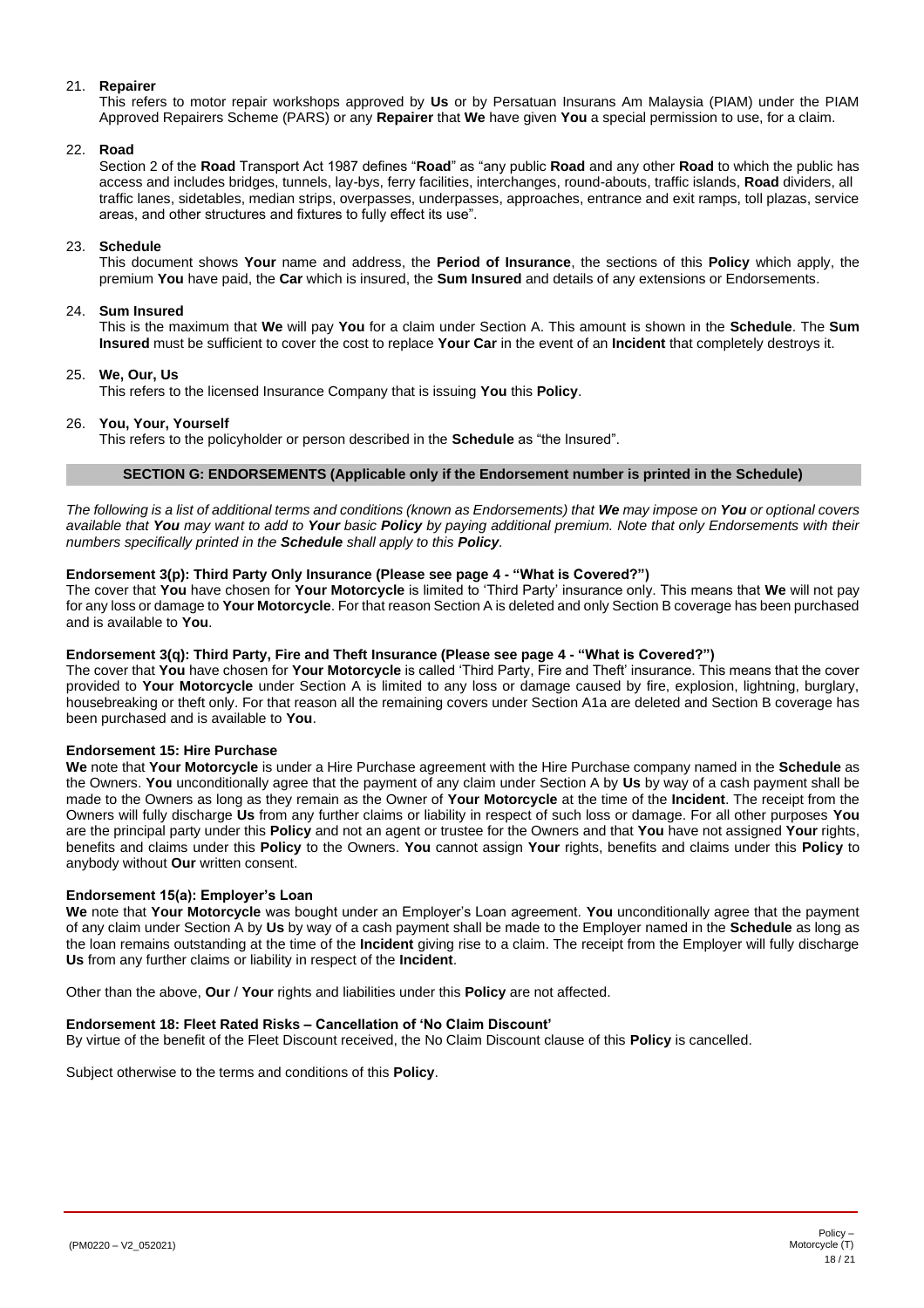21. **Repairer**

    This refers to motor repair workshops approved by **Us** or by Persatuan Insurans Am Malaysia (PIAM) under the PIAM Approved Repairers Scheme (PARS) or any **Repairer** that **We** have given **You** a special permission to use, for a claim.

22. **Road**

    Section 2 of the **Road** Transport Act 1987 defines "**Road**" as "any public **Road** and any other **Road** to which the public has access and includes bridges, tunnels, lay-bys, ferry facilities, interchanges, round-abouts, traffic islands, **Road** dividers, all traffic lanes, sidetables, median strips, overpasses, underpasses, approaches, entrance and exit ramps, toll plazas, service areas, and other structures and fixtures to fully effect its use".

23. **Schedule**

    This document shows **Your** name and address, the **Period of Insurance**, the sections of this **Policy** which apply, the premium **You** have paid, the **Car** which is insured, the **Sum Insured** and details of any extensions or Endorsements.

24. **Sum Insured**

    This is the maximum that **We** will pay **You** for a claim under Section A. This amount is shown in the **Schedule**. The **Sum Insured** must be sufficient to cover the cost to replace **Your Car** in the event of an **Incident** that completely destroys it.

25. **We, Our, Us**

    This refers to the licensed Insurance Company that is issuing **You** this **Policy**.

26. **You, Your, Yourself**

    This refers to the policyholder or person described in the **Schedule** as "the Insured".

## SECTION G: ENDORSEMENTS (Applicable only if the Endorsement number is printed in the Schedule)

*The following is a list of additional terms and conditions (known as Endorsements) that **We** may impose on **You** or optional covers available that **You** may want to add to **Your** basic **Policy** by paying additional premium. Note that only Endorsements with their numbers specifically printed in the **Schedule** shall apply to this **Policy**.*

**Endorsement 3(p): Third Party Only Insurance (Please see page 4 - "What is Covered?")**

The cover that **You** have chosen for **Your Motorcycle** is limited to 'Third Party' insurance only. This means that **We** will not pay for any loss or damage to **Your Motorcycle**. For that reason Section A is deleted and only Section B coverage has been purchased and is available to **You**.

**Endorsement 3(q): Third Party, Fire and Theft Insurance (Please see page 4 - "What is Covered?")**

The cover that **You** have chosen for **Your Motorcycle** is called 'Third Party, Fire and Theft' insurance. This means that the cover provided to **Your Motorcycle** under Section A is limited to any loss or damage caused by fire, explosion, lightning, burglary, housebreaking or theft only. For that reason all the remaining covers under Section A1a are deleted and Section B coverage has been purchased and is available to **You**.

**Endorsement 15: Hire Purchase**

**We** note that **Your Motorcycle** is under a Hire Purchase agreement with the Hire Purchase company named in the **Schedule** as the Owners. **You** unconditionally agree that the payment of any claim under Section A by **Us** by way of a cash payment shall be made to the Owners as long as they remain as the Owner of **Your Motorcycle** at the time of the **Incident**. The receipt from the Owners will fully discharge **Us** from any further claims or liability in respect of such loss or damage. For all other purposes **You** are the principal party under this **Policy** and not an agent or trustee for the Owners and that **You** have not assigned **Your** rights, benefits and claims under this **Policy** to the Owners. **You** cannot assign **Your** rights, benefits and claims under this **Policy** to anybody without **Our** written consent.

**Endorsement 15(a): Employer's Loan**

**We** note that **Your Motorcycle** was bought under an Employer's Loan agreement. **You** unconditionally agree that the payment of any claim under Section A by **Us** by way of a cash payment shall be made to the Employer named in the **Schedule** as long as the loan remains outstanding at the time of the **Incident** giving rise to a claim. The receipt from the Employer will fully discharge **Us** from any further claims or liability in respect of the **Incident**.

Other than the above, **Our** / **Your** rights and liabilities under this **Policy** are not affected.

**Endorsement 18: Fleet Rated Risks – Cancellation of 'No Claim Discount'**

By virtue of the benefit of the Fleet Discount received, the No Claim Discount clause of this **Policy** is cancelled.

Subject otherwise to the terms and conditions of this **Policy**.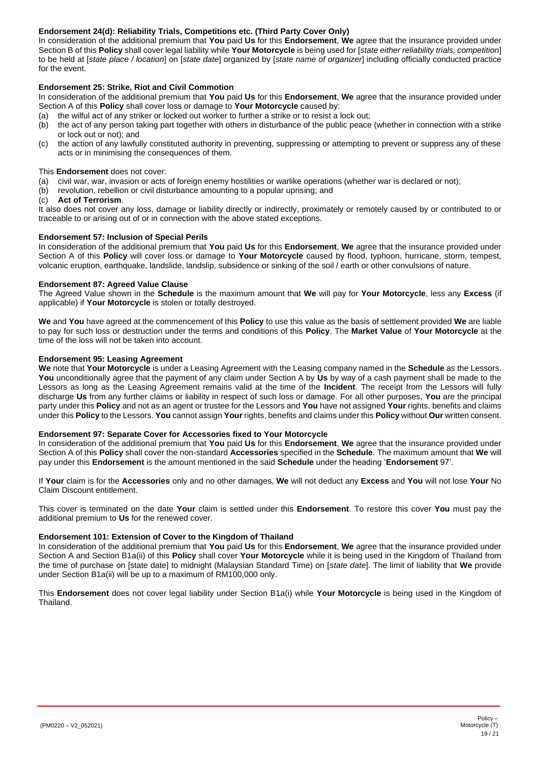### Endorsement 24(d): Reliability Trials, Competitions etc. (Third Party Cover Only)

In consideration of the additional premium that **You** paid **Us** for this **Endorsement**, **We** agree that the insurance provided under Section B of this **Policy** shall cover legal liability while **Your Motorcycle** is being used for [*state either reliability trials, competition*] to be held at [*state place / location*] on [*state date*] organized by [*state name of organizer*] including officially conducted practice for the event.

### Endorsement 25: Strike, Riot and Civil Commotion

In consideration of the additional premium that **You** paid **Us** for this **Endorsement**, **We** agree that the insurance provided under Section A of this **Policy** shall cover loss or damage to **Your Motorcycle** caused by:

(a) the wilful act of any striker or locked out worker to further a strike or to resist a lock out;
(b) the act of any person taking part together with others in disturbance of the public peace (whether in connection with a strike or lock out or not); and
(c) the action of any lawfully constituted authority in preventing, suppressing or attempting to prevent or suppress any of these acts or in minimising the consequences of them.

This **Endorsement** does not cover:

(a) civil war, war, invasion or acts of foreign enemy hostilities or warlike operations (whether war is declared or not);
(b) revolution, rebellion or civil disturbance amounting to a popular uprising; and
(c) **Act of Terrorism**.

It also does not cover any loss, damage or liability directly or indirectly, proximately or remotely caused by or contributed to or traceable to or arising out of or in connection with the above stated exceptions.

### Endorsement 57: Inclusion of Special Perils

In consideration of the additional premium that **You** paid **Us** for this **Endorsement**, **We** agree that the insurance provided under Section A of this **Policy** will cover loss or damage to **Your Motorcycle** caused by flood, typhoon, hurricane, storm, tempest, volcanic eruption, earthquake, landslide, landslip, subsidence or sinking of the soil / earth or other convulsions of nature.

### Endorsement 87: Agreed Value Clause

The Agreed Value shown in the **Schedule** is the maximum amount that **We** will pay for **Your Motorcycle**, less any **Excess** (if applicable) if **Your Motorcycle** is stolen or totally destroyed.

**We** and **You** have agreed at the commencement of this **Policy** to use this value as the basis of settlement provided **We** are liable to pay for such loss or destruction under the terms and conditions of this **Policy**. The **Market Value** of **Your Motorcycle** at the time of the loss will not be taken into account.

### Endorsement 95: Leasing Agreement

**We** note that **Your Motorcycle** is under a Leasing Agreement with the Leasing company named in the **Schedule** as the Lessors. **You** unconditionally agree that the payment of any claim under Section A by **Us** by way of a cash payment shall be made to the Lessors as long as the Leasing Agreement remains valid at the time of the **Incident**. The receipt from the Lessors will fully discharge **Us** from any further claims or liability in respect of such loss or damage. For all other purposes, **You** are the principal party under this **Policy** and not as an agent or trustee for the Lessors and **You** have not assigned **Your** rights, benefits and claims under this **Policy** to the Lessors. **You** cannot assign **Your** rights, benefits and claims under this **Policy** without **Our** written consent.

### Endorsement 97: Separate Cover for Accessories fixed to Your Motorcycle

In consideration of the additional premium that **You** paid **Us** for this **Endorsement**, **We** agree that the insurance provided under Section A of this **Policy** shall cover the non-standard **Accessories** specified in the **Schedule**. The maximum amount that **We** will pay under this **Endorsement** is the amount mentioned in the said **Schedule** under the heading '**Endorsement** 97'.

If **Your** claim is for the **Accessories** only and no other damages, **We** will not deduct any **Excess** and **You** will not lose **Your** No Claim Discount entitlement.

This cover is terminated on the date **Your** claim is settled under this **Endorsement**. To restore this cover **You** must pay the additional premium to **Us** for the renewed cover.

### Endorsement 101: Extension of Cover to the Kingdom of Thailand

In consideration of the additional premium that **You** paid **Us** for this **Endorsement**, **We** agree that the insurance provided under Section A and Section B1a(ii) of this **Policy** shall cover **Your Motorcycle** while it is being used in the Kingdom of Thailand from the time of purchase on [state date] to midnight (Malaysian Standard Time) on [*state date*]. The limit of liability that **We** provide under Section B1a(ii) will be up to a maximum of RM100,000 only.

This **Endorsement** does not cover legal liability under Section B1a(i) while **Your Motorcycle** is being used in the Kingdom of Thailand.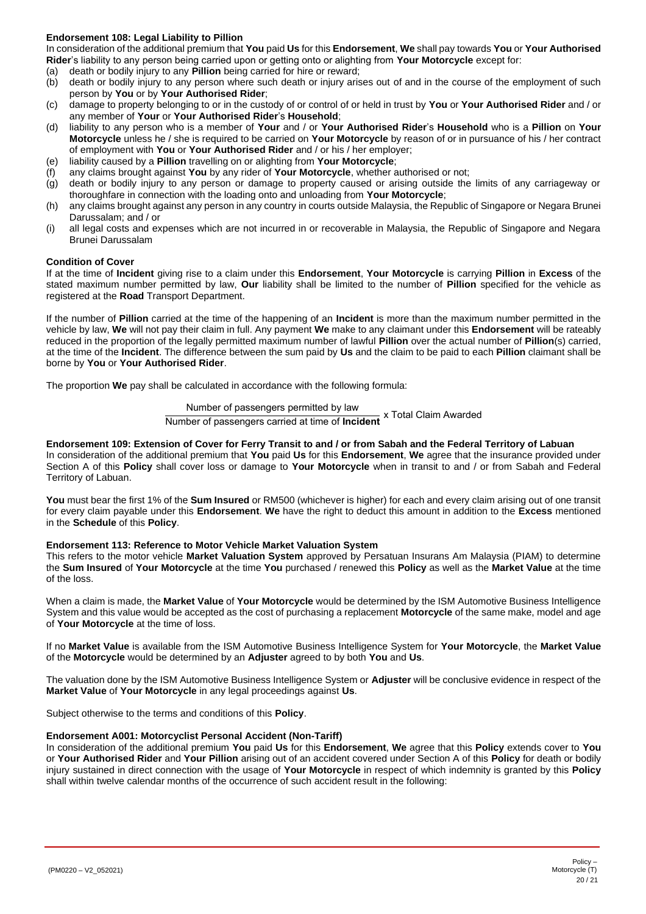**Endorsement 108: Legal Liability to Pillion**

In consideration of the additional premium that **You** paid **Us** for this **Endorsement**, **We** shall pay towards **You** or **Your Authorised Rider**'s liability to any person being carried upon or getting onto or alighting from **Your Motorcycle** except for:

(a) death or bodily injury to any **Pillion** being carried for hire or reward;
(b) death or bodily injury to any person where such death or injury arises out of and in the course of the employment of such person by **You** or by **Your Authorised Rider**;
(c) damage to property belonging to or in the custody of or control of or held in trust by **You** or **Your Authorised Rider** and / or any member of **Your** or **Your Authorised Rider**'s **Household**;
(d) liability to any person who is a member of **Your** and / or **Your Authorised Rider**'s **Household** who is a **Pillion** on **Your Motorcycle** unless he / she is required to be carried on **Your Motorcycle** by reason of or in pursuance of his / her contract of employment with **You** or **Your Authorised Rider** and / or his / her employer;
(e) liability caused by a **Pillion** travelling on or alighting from **Your Motorcycle**;
(f) any claims brought against **You** by any rider of **Your Motorcycle**, whether authorised or not;
(g) death or bodily injury to any person or damage to property caused or arising outside the limits of any carriageway or thoroughfare in connection with the loading onto and unloading from **Your Motorcycle**;
(h) any claims brought against any person in any country in courts outside Malaysia, the Republic of Singapore or Negara Brunei Darussalam; and / or
(i) all legal costs and expenses which are not incurred in or recoverable in Malaysia, the Republic of Singapore and Negara Brunei Darussalam

**Condition of Cover**

If at the time of **Incident** giving rise to a claim under this **Endorsement**, **Your Motorcycle** is carrying **Pillion** in **Excess** of the stated maximum number permitted by law, **Our** liability shall be limited to the number of **Pillion** specified for the vehicle as registered at the **Road** Transport Department.

If the number of **Pillion** carried at the time of the happening of an **Incident** is more than the maximum number permitted in the vehicle by law, **We** will not pay their claim in full. Any payment **We** make to any claimant under this **Endorsement** will be rateably reduced in the proportion of the legally permitted maximum number of lawful **Pillion** over the actual number of **Pillion**(s) carried, at the time of the **Incident**. The difference between the sum paid by **Us** and the claim to be paid to each **Pillion** claimant shall be borne by **You** or **Your Authorised Rider**.

The proportion **We** pay shall be calculated in accordance with the following formula:

$$\frac{\text{Number of passengers permitted by law}}{\text{Number of passengers carried at time of } \textbf{Incident}} \times \text{Total Claim Awarded}$$

**Endorsement 109: Extension of Cover for Ferry Transit to and / or from Sabah and the Federal Territory of Labuan**

In consideration of the additional premium that **You** paid **Us** for this **Endorsement**, **We** agree that the insurance provided under Section A of this **Policy** shall cover loss or damage to **Your Motorcycle** when in transit to and / or from Sabah and Federal Territory of Labuan.

**You** must bear the first 1% of the **Sum Insured** or RM500 (whichever is higher) for each and every claim arising out of one transit for every claim payable under this **Endorsement**. **We** have the right to deduct this amount in addition to the **Excess** mentioned in the **Schedule** of this **Policy**.

**Endorsement 113: Reference to Motor Vehicle Market Valuation System**

This refers to the motor vehicle **Market Valuation System** approved by Persatuan Insurans Am Malaysia (PIAM) to determine the **Sum Insured** of **Your Motorcycle** at the time **You** purchased / renewed this **Policy** as well as the **Market Value** at the time of the loss.

When a claim is made, the **Market Value** of **Your Motorcycle** would be determined by the ISM Automotive Business Intelligence System and this value would be accepted as the cost of purchasing a replacement **Motorcycle** of the same make, model and age of **Your Motorcycle** at the time of loss.

If no **Market Value** is available from the ISM Automotive Business Intelligence System for **Your Motorcycle**, the **Market Value** of the **Motorcycle** would be determined by an **Adjuster** agreed to by both **You** and **Us**.

The valuation done by the ISM Automotive Business Intelligence System or **Adjuster** will be conclusive evidence in respect of the **Market Value** of **Your Motorcycle** in any legal proceedings against **Us**.

Subject otherwise to the terms and conditions of this **Policy**.

**Endorsement A001: Motorcyclist Personal Accident (Non-Tariff)**

In consideration of the additional premium **You** paid **Us** for this **Endorsement**, **We** agree that this **Policy** extends cover to **You** or **Your Authorised Rider** and **Your Pillion** arising out of an accident covered under Section A of this **Policy** for death or bodily injury sustained in direct connection with the usage of **Your Motorcycle** in respect of which indemnity is granted by this **Policy** shall within twelve calendar months of the occurrence of such accident result in the following: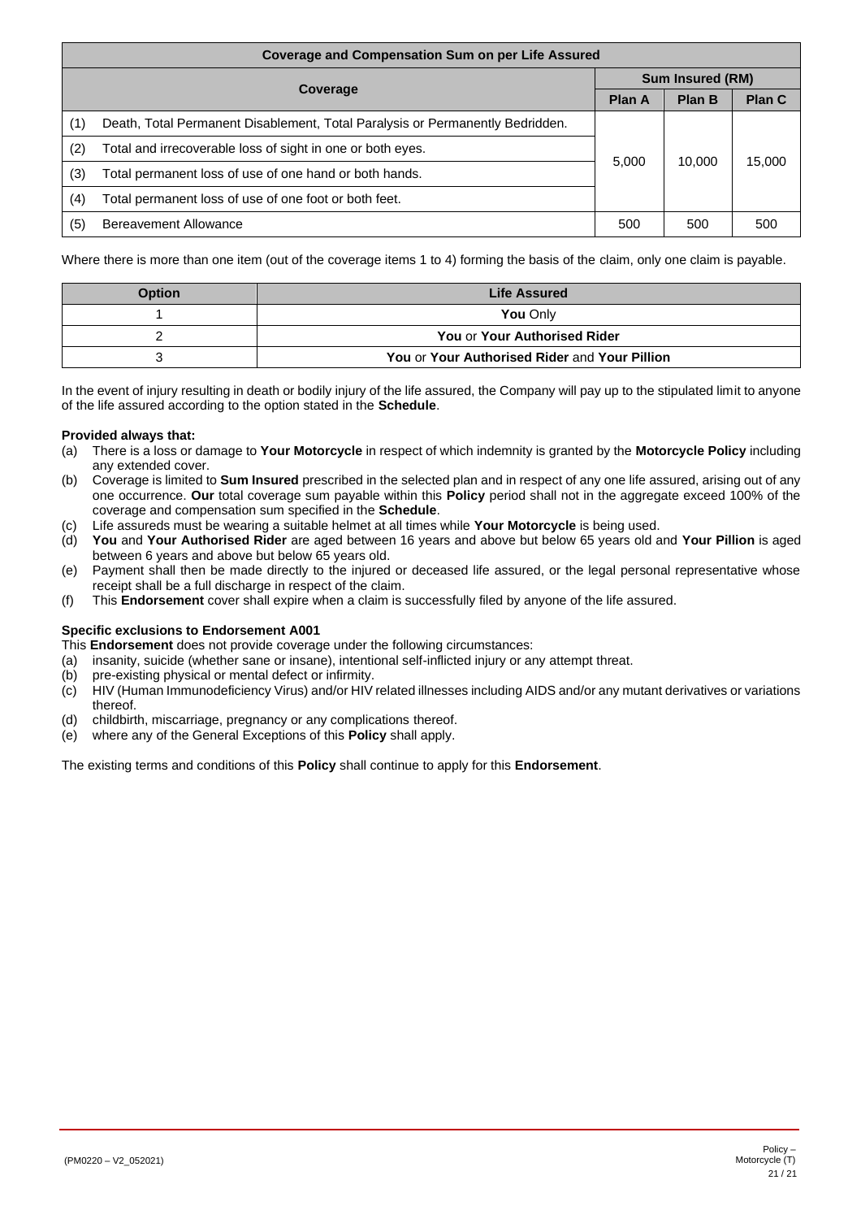| Coverage and Compensation Sum on per Life Assured | | | | |
|---|---|---|---|---|
| Coverage | | Sum Insured (RM) | | |
| | | Plan A | Plan B | Plan C |
| (1) | Death, Total Permanent Disablement, Total Paralysis or Permanently Bedridden. | 5,000 | 10,000 | 15,000 |
| (2) | Total and irrecoverable loss of sight in one or both eyes. | | | |
| (3) | Total permanent loss of use of one hand or both hands. | | | |
| (4) | Total permanent loss of use of one foot or both feet. | | | |
| (5) | Bereavement Allowance | 500 | 500 | 500 |

Where there is more than one item (out of the coverage items 1 to 4) forming the basis of the claim, only one claim is payable.

| Option | Life Assured |
|---|---|
| 1 | **You** Only |
| 2 | **You** or **Your Authorised Rider** |
| 3 | **You** or **Your Authorised Rider** and **Your Pillion** |

In the event of injury resulting in death or bodily injury of the life assured, the Company will pay up to the stipulated limit to anyone of the life assured according to the option stated in the **Schedule**.

**Provided always that:**

(a) There is a loss or damage to **Your Motorcycle** in respect of which indemnity is granted by the **Motorcycle Policy** including any extended cover.

(b) Coverage is limited to **Sum Insured** prescribed in the selected plan and in respect of any one life assured, arising out of any one occurrence. **Our** total coverage sum payable within this **Policy** period shall not in the aggregate exceed 100% of the coverage and compensation sum specified in the **Schedule**.

(c) Life assureds must be wearing a suitable helmet at all times while **Your Motorcycle** is being used.

(d) **You** and **Your Authorised Rider** are aged between 16 years and above but below 65 years old and **Your Pillion** is aged between 6 years and above but below 65 years old.

(e) Payment shall then be made directly to the injured or deceased life assured, or the legal personal representative whose receipt shall be a full discharge in respect of the claim.

(f) This **Endorsement** cover shall expire when a claim is successfully filed by anyone of the life assured.

**Specific exclusions to Endorsement A001**

This **Endorsement** does not provide coverage under the following circumstances:

(a) insanity, suicide (whether sane or insane), intentional self-inflicted injury or any attempt threat.

(b) pre-existing physical or mental defect or infirmity.

(c) HIV (Human Immunodeficiency Virus) and/or HIV related illnesses including AIDS and/or any mutant derivatives or variations thereof.

(d) childbirth, miscarriage, pregnancy or any complications thereof.

(e) where any of the General Exceptions of this **Policy** shall apply.

The existing terms and conditions of this **Policy** shall continue to apply for this **Endorsement**.